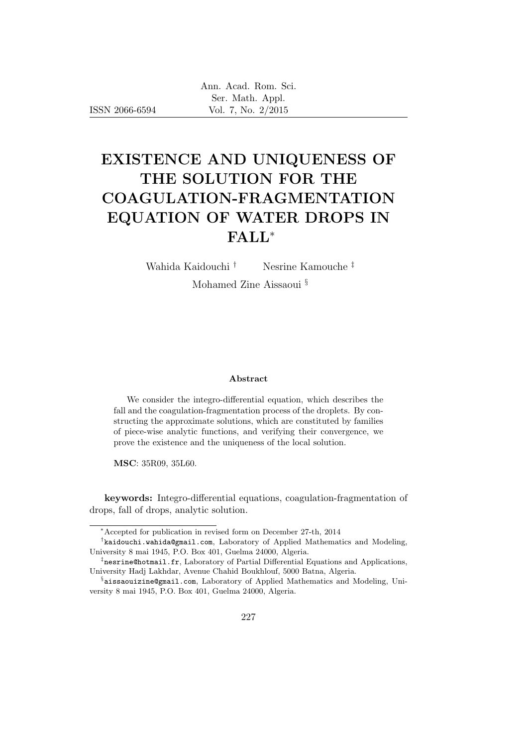ISSN 2066-6594

# EXISTENCE AND UNIQUENESS OF THE SOLUTION FOR THE COAGULATION-FRAGMENTATION EQUATION OF WATER DROPS IN FALL*

Wahida Kaidouchi [†] Nesrine Kamouche [‡]

Mohamed Zine Aissaoui [§]

**Abstract**

We consider the integro-differential equation, which describes the fall and the coagulation-fragmentation process of the droplets. By constructing the approximate solutions, which are constituted by families of piece-wise analytic functions, and verifying their convergence, we prove the existence and the uniqueness of the local solution.

**MSC**: 35R09, 35L60.

**keywords:** Integro-differential equations, coagulation-fragmentation of drops, fall of drops, analytic solution.

---

*Accepted for publication in revised form on December 27-th, 2014

[†] kaidouchi.wahida@gmail.com, Laboratory of Applied Mathematics and Modeling, University 8 mai 1945, P.O. Box 401, Guelma 24000, Algeria.

[‡] nesrine@hotmail.fr, Laboratory of Partial Differential Equations and Applications, University Hadj Lakhdar, Avenue Chahid Boukhlouf, 5000 Batna, Algeria.

[§] aissaouizine@gmail.com, Laboratory of Applied Mathematics and Modeling, University 8 mai 1945, P.O. Box 401, Guelma 24000, Algeria.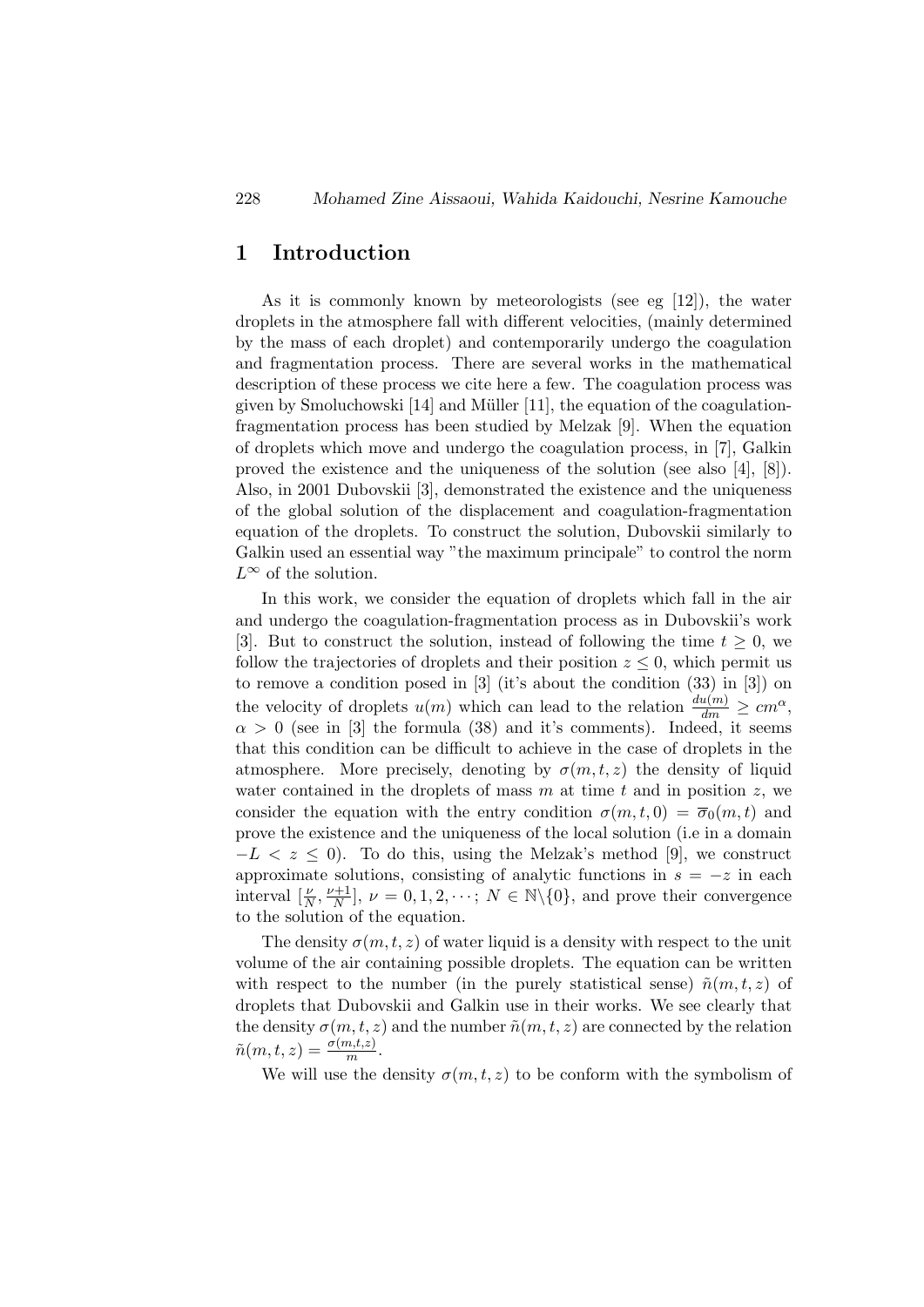# 1 Introduction

As it is commonly known by meteorologists (see eg [12]), the water droplets in the atmosphere fall with different velocities, (mainly determined by the mass of each droplet) and contemporarily undergo the coagulation and fragmentation process. There are several works in the mathematical description of these process we cite here a few. The coagulation process was given by Smoluchowski [14] and Müller [11], the equation of the coagulation-fragmentation process has been studied by Melzak [9]. When the equation of droplets which move and undergo the coagulation process, in [7], Galkin proved the existence and the uniqueness of the solution (see also [4], [8]). Also, in 2001 Dubovskii [3], demonstrated the existence and the uniqueness of the global solution of the displacement and coagulation-fragmentation equation of the droplets. To construct the solution, Dubovskii similarly to Galkin used an essential way "the maximum principale" to control the norm $L^\infty$ of the solution.

In this work, we consider the equation of droplets which fall in the air and undergo the coagulation-fragmentation process as in Dubovskii's work [3]. But to construct the solution, instead of following the time $t \geq 0$, we follow the trajectories of droplets and their position $z \leq 0$, which permit us to remove a condition posed in [3] (it's about the condition (33) in [3]) on the velocity of droplets $u(m)$ which can lead to the relation $\frac{du(m)}{dm} \geq cm^\alpha$, $\alpha > 0$ (see in [3] the formula (38) and it's comments). Indeed, it seems that this condition can be difficult to achieve in the case of droplets in the atmosphere. More precisely, denoting by $\sigma(m,t,z)$ the density of liquid water contained in the droplets of mass $m$ at time $t$ and in position $z$, we consider the equation with the entry condition $\sigma(m,t,0) = \overline{\sigma}_0(m,t)$ and prove the existence and the uniqueness of the local solution (i.e in a domain $-L < z \leq 0$). To do this, using the Melzak's method [9], we construct approximate solutions, consisting of analytic functions in $s = -z$ in each interval $[\frac{\nu}{N}, \frac{\nu+1}{N}]$, $\nu = 0, 1, 2, \cdots$; $N \in \mathbb{N}\backslash\{0\}$, and prove their convergence to the solution of the equation.

The density $\sigma(m,t,z)$ of water liquid is a density with respect to the unit volume of the air containing possible droplets. The equation can be written with respect to the number (in the purely statistical sense) $\tilde{n}(m,t,z)$ of droplets that Dubovskii and Galkin use in their works. We see clearly that the density $\sigma(m,t,z)$ and the number $\tilde{n}(m,t,z)$ are connected by the relation $\tilde{n}(m,t,z) = \frac{\sigma(m,t,z)}{m}$.

We will use the density $\sigma(m,t,z)$ to be conform with the symbolism of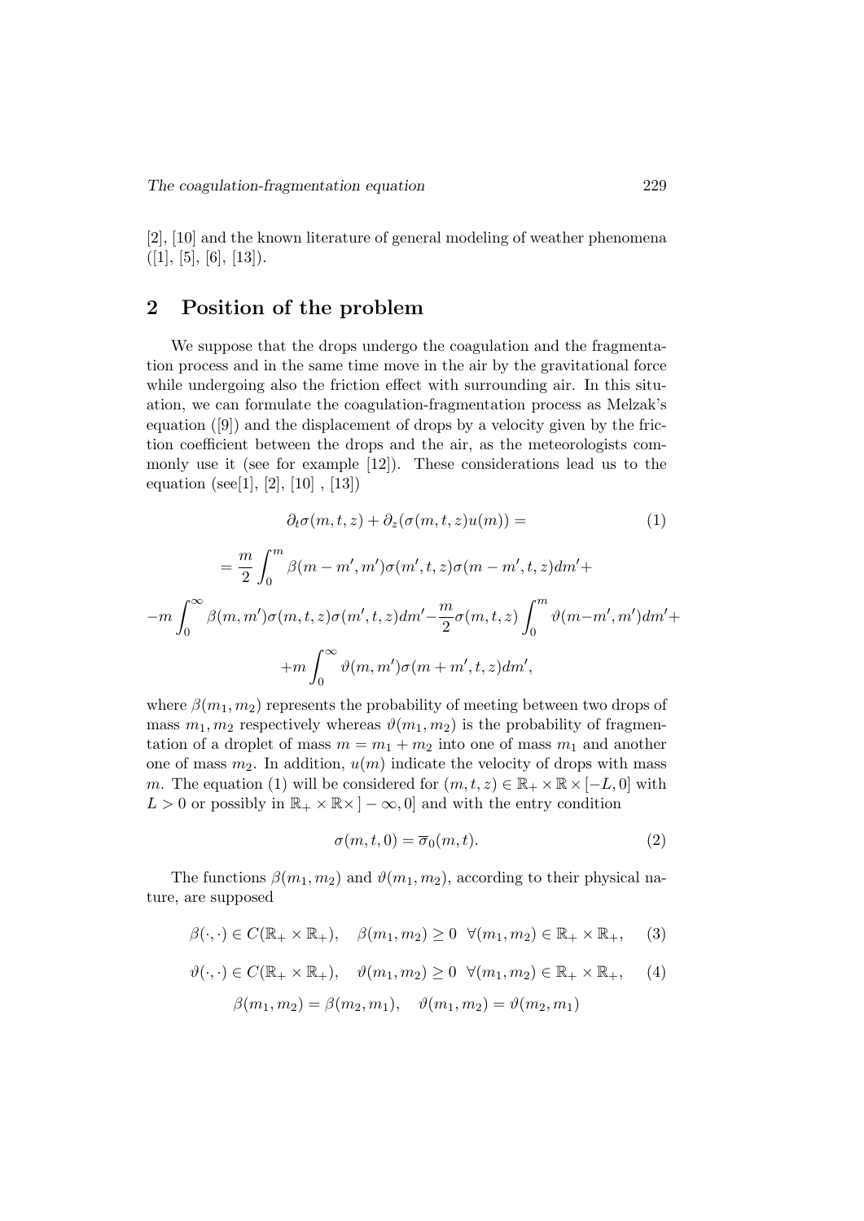[2], [10] and the known literature of general modeling of weather phenomena ([1], [5], [6], [13]).

## 2 Position of the problem

We suppose that the drops undergo the coagulation and the fragmentation process and in the same time move in the air by the gravitational force while undergoing also the friction effect with surrounding air. In this situation, we can formulate the coagulation-fragmentation process as Melzak's equation ([9]) and the displacement of drops by a velocity given by the friction coefficient between the drops and the air, as the meteorologists commonly use it (see for example [12]). These considerations lead us to the equation (see[1], [2], [10] , [13])

$$\partial_t \sigma(m,t,z) + \partial_z(\sigma(m,t,z)u(m)) = \tag{1}$$

$$= \frac{m}{2}\int_0^m \beta(m-m',m')\sigma(m',t,z)\sigma(m-m',t,z)dm' +$$

$$-m\int_0^\infty \beta(m,m')\sigma(m,t,z)\sigma(m',t,z)dm' - \frac{m}{2}\sigma(m,t,z)\int_0^m \vartheta(m-m',m')dm' +$$

$$+m\int_0^\infty \vartheta(m,m')\sigma(m+m',t,z)dm',$$

where $\beta(m_1, m_2)$ represents the probability of meeting between two drops of mass $m_1, m_2$ respectively whereas $\vartheta(m_1, m_2)$ is the probability of fragmentation of a droplet of mass $m = m_1 + m_2$ into one of mass $m_1$ and another one of mass $m_2$. In addition, $u(m)$ indicate the velocity of drops with mass $m$. The equation (1) will be considered for $(m, t, z) \in \mathbb{R}_+ \times \mathbb{R} \times [-L, 0]$ with $L > 0$ or possibly in $\mathbb{R}_+ \times \mathbb{R} \times ] - \infty, 0]$ and with the entry condition

$$\sigma(m,t,0) = \overline{\sigma}_0(m,t). \tag{2}$$

The functions $\beta(m_1, m_2)$ and $\vartheta(m_1, m_2)$, according to their physical nature, are supposed

$$\beta(\cdot,\cdot) \in C(\mathbb{R}_+ \times \mathbb{R}_+), \quad \beta(m_1,m_2) \geq 0 \ \ \forall (m_1,m_2) \in \mathbb{R}_+ \times \mathbb{R}_+, \tag{3}$$

$$\vartheta(\cdot,\cdot) \in C(\mathbb{R}_+ \times \mathbb{R}_+), \quad \vartheta(m_1,m_2) \geq 0 \ \ \forall (m_1,m_2) \in \mathbb{R}_+ \times \mathbb{R}_+, \tag{4}$$

$$\beta(m_1,m_2) = \beta(m_2,m_1), \quad \vartheta(m_1,m_2) = \vartheta(m_2,m_1)$$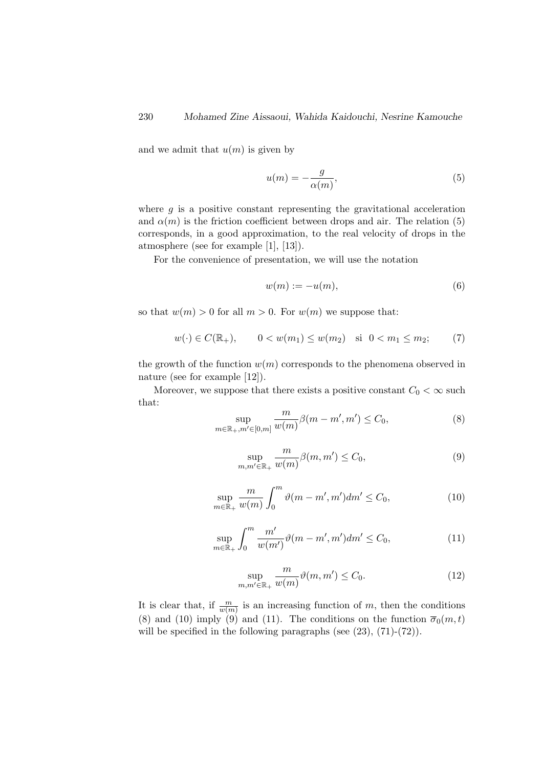and we admit that $u(m)$ is given by

$$u(m) = -\frac{g}{\alpha(m)}, \tag{5}$$

where $g$ is a positive constant representing the gravitational acceleration and $\alpha(m)$ is the friction coefficient between drops and air. The relation (5) corresponds, in a good approximation, to the real velocity of drops in the atmosphere (see for example [1], [13]).

For the convenience of presentation, we will use the notation

$$w(m) := -u(m), \tag{6}$$

so that $w(m) > 0$ for all $m > 0$. For $w(m)$ we suppose that:

$$w(\cdot) \in C(\mathbb{R}_+), \qquad 0 < w(m_1) \leq w(m_2) \quad \text{si} \;\; 0 < m_1 \leq m_2; \tag{7}$$

the growth of the function $w(m)$ corresponds to the phenomena observed in nature (see for example [12]).

Moreover, we suppose that there exists a positive constant $C_0 < \infty$ such that:

$$\sup_{m \in \mathbb{R}_+, m' \in [0,m]} \frac{m}{w(m)} \beta(m - m', m') \leq C_0, \tag{8}$$

$$\sup_{m, m' \in \mathbb{R}_+} \frac{m}{w(m)} \beta(m, m') \leq C_0, \tag{9}$$

$$\sup_{m \in \mathbb{R}_+} \frac{m}{w(m)} \int_0^m \vartheta(m - m', m') dm' \leq C_0, \tag{10}$$

$$\sup_{m \in \mathbb{R}_+} \int_0^m \frac{m'}{w(m')} \vartheta(m - m', m') dm' \leq C_0, \tag{11}$$

$$\sup_{m, m' \in \mathbb{R}_+} \frac{m}{w(m)} \vartheta(m, m') \leq C_0. \tag{12}$$

It is clear that, if $\frac{m}{w(m)}$ is an increasing function of $m$, then the conditions (8) and (10) imply (9) and (11). The conditions on the function $\overline{\sigma}_0(m, t)$ will be specified in the following paragraphs (see (23), (71)-(72)).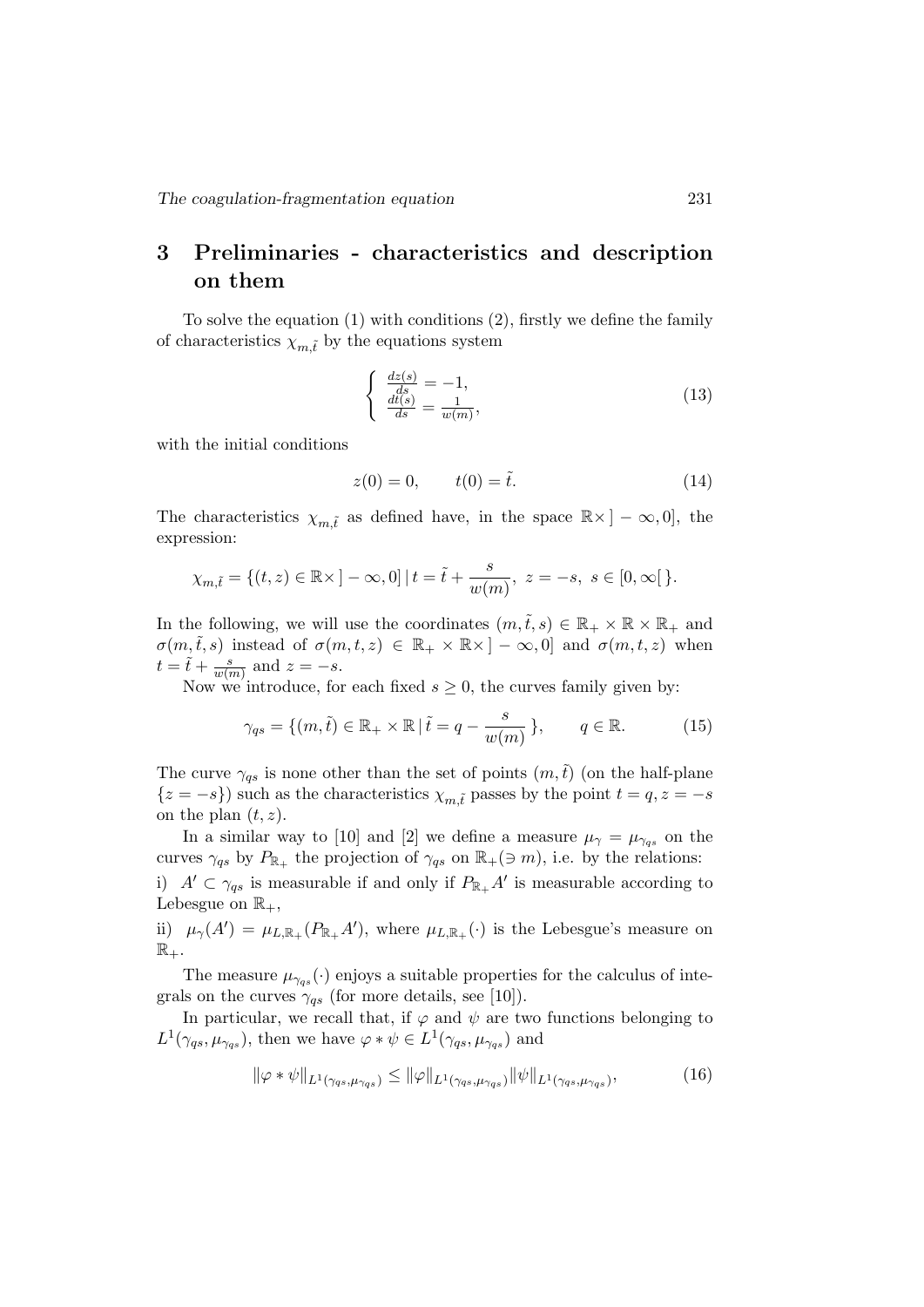## 3 Preliminaries - characteristics and description on them

To solve the equation (1) with conditions (2), firstly we define the family of characteristics $\chi_{m,\tilde{t}}$ by the equations system

$$\left\{ \begin{array}{l} \frac{dz(s)}{ds} = -1, \\ \frac{dt(s)}{ds} = \frac{1}{w(m)}, \end{array} \right. \tag{13}$$

with the initial conditions

$$z(0) = 0, \qquad t(0) = \tilde{t}. \tag{14}$$

The characteristics $\chi_{m,\tilde{t}}$ as defined have, in the space $\mathbb{R}\times ]-\infty, 0]$, the expression:

$$\chi_{m,\tilde{t}} = \{(t, z) \in \mathbb{R}\times ]-\infty, 0] \,|\, t = \tilde{t} + \frac{s}{w(m)},\ z = -s,\ s \in [0, \infty[\,\}.$$

In the following, we will use the coordinates $(m, \tilde{t}, s) \in \mathbb{R}_+ \times \mathbb{R} \times \mathbb{R}_+$ and $\sigma(m, \tilde{t}, s)$ instead of $\sigma(m, t, z) \in \mathbb{R}_+ \times \mathbb{R}\times ]-\infty, 0]$ and $\sigma(m, t, z)$ when $t = \tilde{t} + \frac{s}{w(m)}$ and $z = -s$.

Now we introduce, for each fixed $s \geq 0$, the curves family given by:

$$\gamma_{qs} = \{(m, \tilde{t}) \in \mathbb{R}_+ \times \mathbb{R} \,|\, \tilde{t} = q - \frac{s}{w(m)}\,\}, \qquad q \in \mathbb{R}. \tag{15}$$

The curve $\gamma_{qs}$ is none other than the set of points $(m, \tilde{t})$ (on the half-plane $\{z = -s\}$) such as the characteristics $\chi_{m,\tilde{t}}$ passes by the point $t = q, z = -s$ on the plan $(t, z)$.

In a similar way to [10] and [2] we define a measure $\mu_\gamma = \mu_{\gamma_{qs}}$ on the curves $\gamma_{qs}$ by $P_{\mathbb{R}_+}$ the projection of $\gamma_{qs}$ on $\mathbb{R}_+ (\ni m)$, i.e. by the relations:

i) $A' \subset \gamma_{qs}$ is measurable if and only if $P_{\mathbb{R}_+} A'$ is measurable according to Lebesgue on $\mathbb{R}_+$,

ii) $\mu_\gamma(A') = \mu_{L,\mathbb{R}_+}(P_{\mathbb{R}_+} A')$, where $\mu_{L,\mathbb{R}_+}(\cdot)$ is the Lebesgue's measure on $\mathbb{R}_+$.

The measure $\mu_{\gamma_{qs}}(\cdot)$ enjoys a suitable properties for the calculus of integrals on the curves $\gamma_{qs}$ (for more details, see [10]).

In particular, we recall that, if $\varphi$ and $\psi$ are two functions belonging to $L^1(\gamma_{qs}, \mu_{\gamma_{qs}})$, then we have $\varphi * \psi \in L^1(\gamma_{qs}, \mu_{\gamma_{qs}})$ and

$$\|\varphi * \psi\|_{L^1(\gamma_{qs}, \mu_{\gamma_{qs}})} \leq \|\varphi\|_{L^1(\gamma_{qs}, \mu_{\gamma_{qs}})} \|\psi\|_{L^1(\gamma_{qs}, \mu_{\gamma_{qs}})}, \tag{16}$$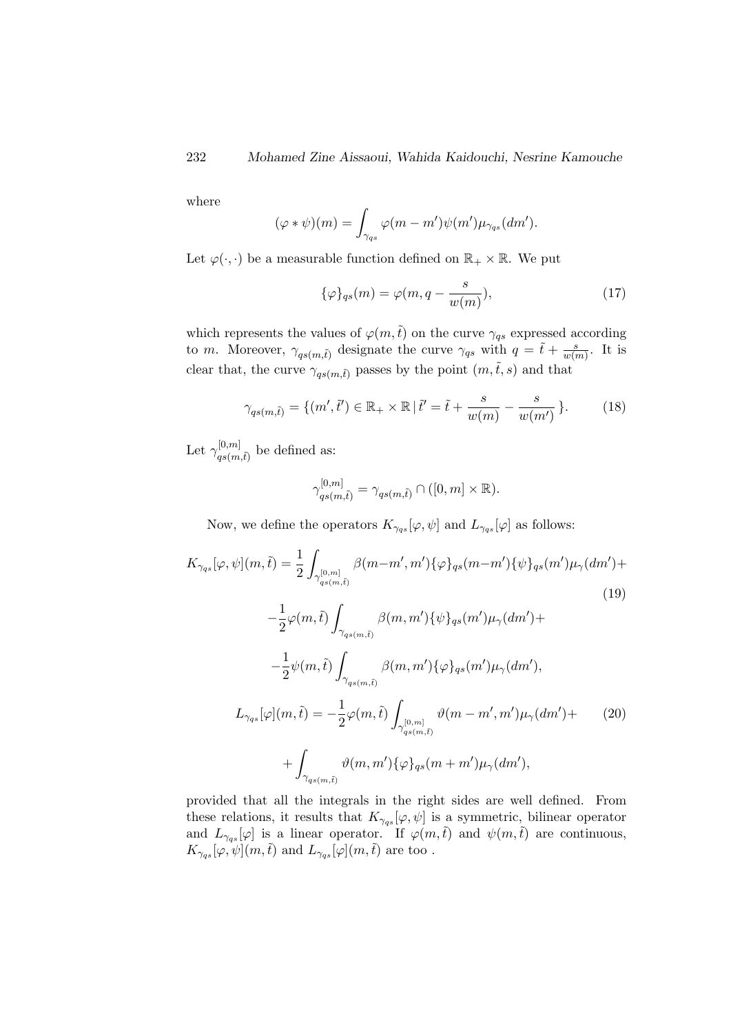where

$$(\varphi * \psi)(m) = \int_{\gamma_{qs}} \varphi(m - m')\psi(m')\mu_{\gamma_{qs}}(dm').$$

Let $\varphi(\cdot, \cdot)$ be a measurable function defined on $\mathbb{R}_+ \times \mathbb{R}$. We put

$$\{\varphi\}_{qs}(m) = \varphi(m, q - \frac{s}{w(m)}), \tag{17}$$

which represents the values of $\varphi(m, \tilde{t})$ on the curve $\gamma_{qs}$ expressed according to $m$. Moreover, $\gamma_{qs(m,\tilde{t})}$ designate the curve $\gamma_{qs}$ with $q = \tilde{t} + \frac{s}{w(m)}$. It is clear that, the curve $\gamma_{qs(m,\tilde{t})}$ passes by the point $(m, \tilde{t}, s)$ and that

$$\gamma_{qs(m,\tilde{t})} = \{(m', \tilde{t}') \in \mathbb{R}_+ \times \mathbb{R} \,|\, \tilde{t}' = \tilde{t} + \frac{s}{w(m)} - \frac{s}{w(m')}\}. \tag{18}$$

Let $\gamma^{[0,m]}_{qs(m,\tilde{t})}$ be defined as:

$$\gamma^{[0,m]}_{qs(m,\tilde{t})} = \gamma_{qs(m,\tilde{t})} \cap ([0, m] \times \mathbb{R}).$$

Now, we define the operators $K_{\gamma_{qs}}[\varphi, \psi]$ and $L_{\gamma_{qs}}[\varphi]$ as follows:

$$\begin{aligned} K_{\gamma_{qs}}[\varphi, \psi](m, \tilde{t}) = \frac{1}{2} \int_{\gamma^{[0,m]}_{qs(m,\tilde{t})}} \beta(m-m', m')\{\varphi\}_{qs}(m-m')\{\psi\}_{qs}(m')\mu_{\gamma}(dm') + \\ -\frac{1}{2}\varphi(m, \tilde{t}) \int_{\gamma_{qs(m,\tilde{t})}} \beta(m, m')\{\psi\}_{qs}(m')\mu_{\gamma}(dm') + \\ -\frac{1}{2}\psi(m, \tilde{t}) \int_{\gamma_{qs(m,\tilde{t})}} \beta(m, m')\{\varphi\}_{qs}(m')\mu_{\gamma}(dm'), \end{aligned} \tag{19}$$

$$\begin{aligned} L_{\gamma_{qs}}[\varphi](m, \tilde{t}) = -\frac{1}{2}\varphi(m, \tilde{t}) \int_{\gamma^{[0,m]}_{qs(m,\tilde{t})}} \vartheta(m - m', m')\mu_{\gamma}(dm') + \\ + \int_{\gamma_{qs(m,\tilde{t})}} \vartheta(m, m')\{\varphi\}_{qs}(m + m')\mu_{\gamma}(dm'), \end{aligned} \tag{20}$$

provided that all the integrals in the right sides are well defined. From these relations, it results that $K_{\gamma_{qs}}[\varphi, \psi]$ is a symmetric, bilinear operator and $L_{\gamma_{qs}}[\varphi]$ is a linear operator. If $\varphi(m, \tilde{t})$ and $\psi(m, \tilde{t})$ are continuous, $K_{\gamma_{qs}}[\varphi, \psi](m, \tilde{t})$ and $L_{\gamma_{qs}}[\varphi](m, \tilde{t})$ are too .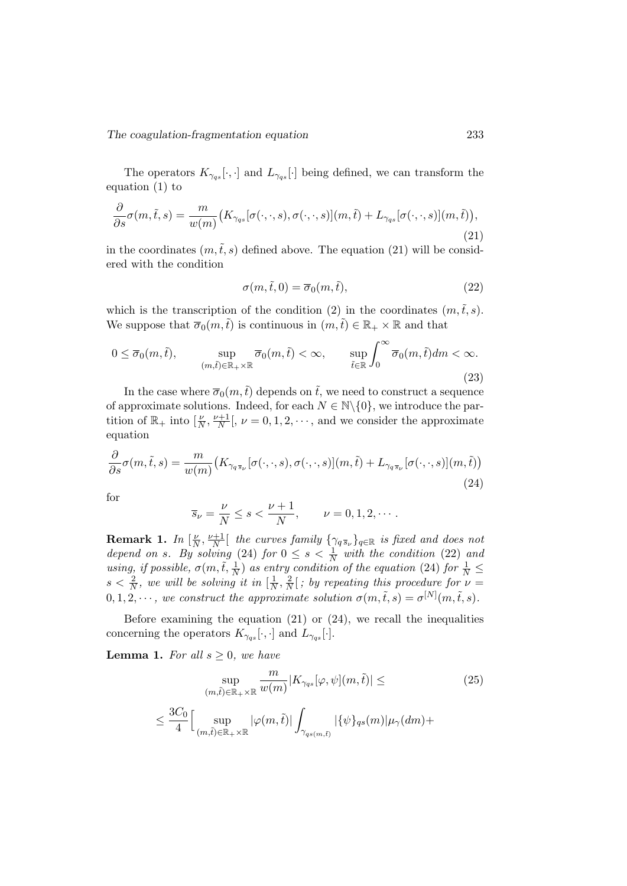The operators $K_{\gamma_{qs}}[\cdot,\cdot]$ and $L_{\gamma_{qs}}[\cdot]$ being defined, we can transform the equation (1) to

$$\frac{\partial}{\partial s}\sigma(m,\tilde{t},s) = \frac{m}{w(m)}\big(K_{\gamma_{qs}}[\sigma(\cdot,\cdot,s),\sigma(\cdot,\cdot,s)](m,\tilde{t}) + L_{\gamma_{qs}}[\sigma(\cdot,\cdot,s)](m,\tilde{t})\big), \tag{21}$$

in the coordinates $(m,\tilde{t},s)$ defined above. The equation (21) will be considered with the condition

$$\sigma(m,\tilde{t},0) = \overline{\sigma}_0(m,\tilde{t}), \tag{22}$$

which is the transcription of the condition (2) in the coordinates $(m,\tilde{t},s)$. We suppose that $\overline{\sigma}_0(m,\tilde{t})$ is continuous in $(m,\tilde{t}) \in \mathbb{R}_+ \times \mathbb{R}$ and that

$$0 \le \overline{\sigma}_0(m,\tilde{t}), \qquad \sup_{(m,\tilde{t})\in\mathbb{R}_+\times\mathbb{R}} \overline{\sigma}_0(m,\tilde{t}) < \infty, \qquad \sup_{\tilde{t}\in\mathbb{R}} \int_0^\infty \overline{\sigma}_0(m,\tilde{t})dm < \infty. \tag{23}$$

In the case where $\overline{\sigma}_0(m,\tilde{t})$ depends on $\tilde{t}$, we need to construct a sequence of approximate solutions. Indeed, for each $N \in \mathbb{N}\backslash\{0\}$, we introduce the partition of $\mathbb{R}_+$ into $[\frac{\nu}{N},\frac{\nu+1}{N}[$, $\nu = 0,1,2,\cdots$, and we consider the approximate equation

$$\frac{\partial}{\partial s}\sigma(m,\tilde{t},s) = \frac{m}{w(m)}\big(K_{\gamma_{q\overline{s}_\nu}}[\sigma(\cdot,\cdot,s),\sigma(\cdot,\cdot,s)](m,\tilde{t}) + L_{\gamma_{q\overline{s}_\nu}}[\sigma(\cdot,\cdot,s)](m,\tilde{t})\big) \tag{24}$$

for

$$\overline{s}_\nu = \frac{\nu}{N} \le s < \frac{\nu+1}{N}, \qquad \nu = 0,1,2,\cdots.$$

**Remark 1.** *In $[\frac{\nu}{N},\frac{\nu+1}{N}[$ the curves family $\{\gamma_{q\overline{s}_\nu}\}_{q\in\mathbb{R}}$ is fixed and does not depend on $s$. By solving* (24) *for $0 \le s < \frac{1}{N}$ with the condition* (22) *and using, if possible, $\sigma(m,\tilde{t},\frac{1}{N})$ as entry condition of the equation* (24) *for $\frac{1}{N} \le s < \frac{2}{N}$, we will be solving it in $[\frac{1}{N},\frac{2}{N}[$; by repeating this procedure for $\nu = 0,1,2,\cdots$, we construct the approximate solution $\sigma(m,\tilde{t},s) = \sigma^{[N]}(m,\tilde{t},s)$.*

Before examining the equation (21) or (24), we recall the inequalities concerning the operators $K_{\gamma_{qs}}[\cdot,\cdot]$ and $L_{\gamma_{qs}}[\cdot]$.

**Lemma 1.** *For all $s \ge 0$, we have*

$$\sup_{(m,\tilde{t})\in\mathbb{R}_+\times\mathbb{R}} \frac{m}{w(m)}|K_{\gamma_{qs}}[\varphi,\psi](m,\tilde{t})| \le \tag{25}$$

$$\le \frac{3C_0}{4}\Big[\sup_{(m,\tilde{t})\in\mathbb{R}_+\times\mathbb{R}} |\varphi(m,\tilde{t})| \int_{\gamma_{qs(m,\tilde{t})}} |\{\psi\}_{qs}(m)|\mu_\gamma(dm) +$$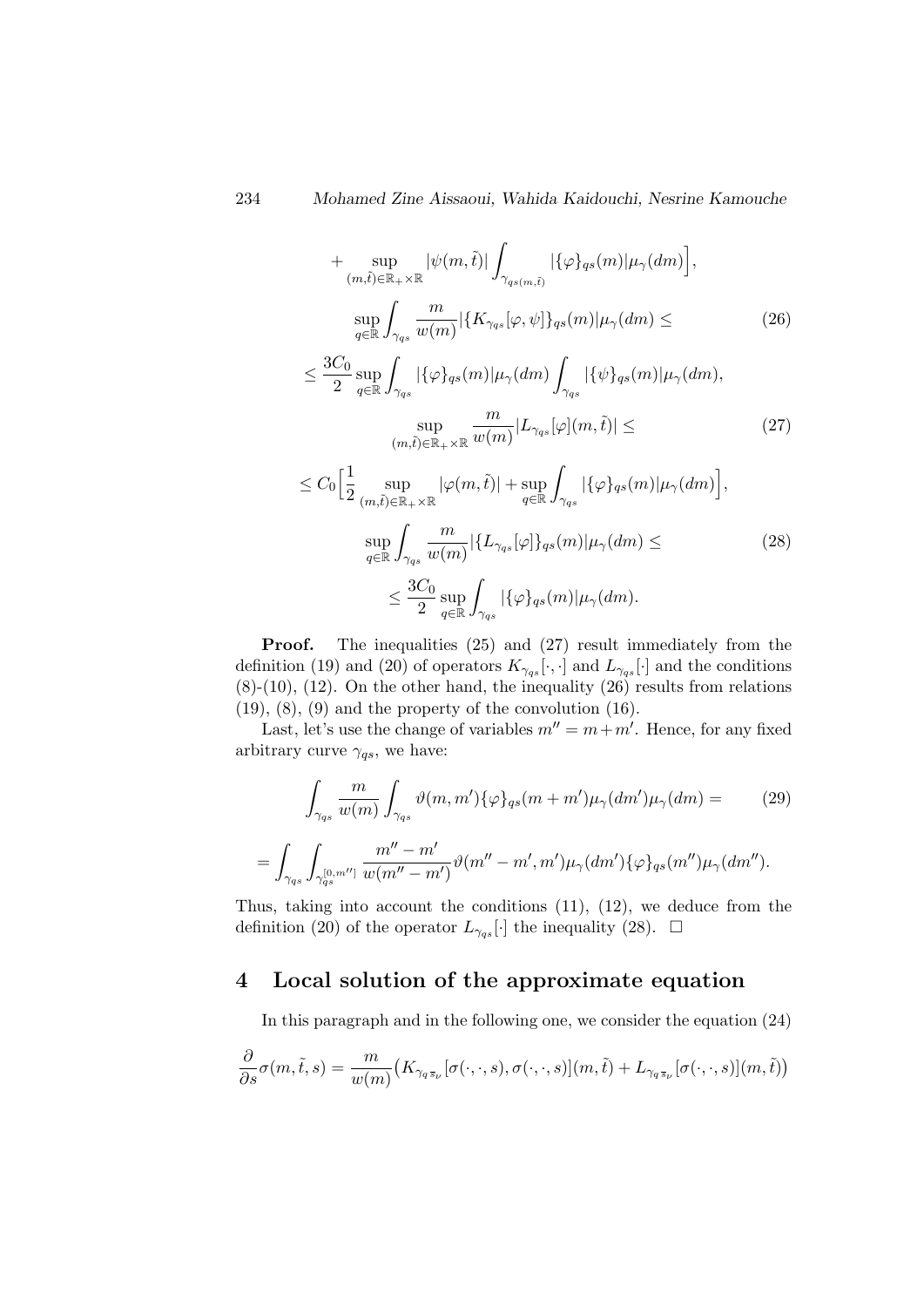$$+ \sup_{(m,\tilde{t})\in\mathbb{R}_+\times\mathbb{R}} |\psi(m,\tilde{t})| \int_{\gamma_{qs(m,\tilde{t})}} |\{\varphi\}_{qs}(m)|\mu_\gamma(dm)\Big],$$

$$\sup_{q\in\mathbb{R}} \int_{\gamma_{qs}} \frac{m}{w(m)} |\{K_{\gamma_{qs}}[\varphi,\psi]\}_{qs}(m)|\mu_\gamma(dm) \leq \tag{26}$$

$$\leq \frac{3C_0}{2} \sup_{q\in\mathbb{R}} \int_{\gamma_{qs}} |\{\varphi\}_{qs}(m)|\mu_\gamma(dm) \int_{\gamma_{qs}} |\{\psi\}_{qs}(m)|\mu_\gamma(dm),$$

$$\sup_{(m,\tilde{t})\in\mathbb{R}_+\times\mathbb{R}} \frac{m}{w(m)} |L_{\gamma_{qs}}[\varphi](m,\tilde{t})| \leq \tag{27}$$

$$\leq C_0 \Big[\frac{1}{2} \sup_{(m,\tilde{t})\in\mathbb{R}_+\times\mathbb{R}} |\varphi(m,\tilde{t})| + \sup_{q\in\mathbb{R}} \int_{\gamma_{qs}} |\{\varphi\}_{qs}(m)|\mu_\gamma(dm)\Big],$$

$$\sup_{q\in\mathbb{R}} \int_{\gamma_{qs}} \frac{m}{w(m)} |\{L_{\gamma_{qs}}[\varphi]\}_{qs}(m)|\mu_\gamma(dm) \leq \tag{28}$$

$$\leq \frac{3C_0}{2} \sup_{q\in\mathbb{R}} \int_{\gamma_{qs}} |\{\varphi\}_{qs}(m)|\mu_\gamma(dm).$$

**Proof.** The inequalities (25) and (27) result immediately from the definition (19) and (20) of operators $K_{\gamma_{qs}}[\cdot,\cdot]$ and $L_{\gamma_{qs}}[\cdot]$ and the conditions (8)-(10), (12). On the other hand, the inequality (26) results from relations (19), (8), (9) and the property of the convolution (16).

Last, let's use the change of variables $m'' = m + m'$. Hence, for any fixed arbitrary curve $\gamma_{qs}$, we have:

$$\int_{\gamma_{qs}} \frac{m}{w(m)} \int_{\gamma_{qs}} \vartheta(m,m')\{\varphi\}_{qs}(m+m')\mu_\gamma(dm')\mu_\gamma(dm) = \tag{29}$$

$$= \int_{\gamma_{qs}} \int_{\gamma_{qs}^{[0,m'']}} \frac{m''-m'}{w(m''-m')} \vartheta(m''-m',m')\mu_\gamma(dm')\{\varphi\}_{qs}(m'')\mu_\gamma(dm'').$$

Thus, taking into account the conditions (11), (12), we deduce from the definition (20) of the operator $L_{\gamma_{qs}}[\cdot]$ the inequality (28). $\square$

## 4 Local solution of the approximate equation

In this paragraph and in the following one, we consider the equation (24)

$$\frac{\partial}{\partial s}\sigma(m,\tilde{t},s) = \frac{m}{w(m)}\big(K_{\gamma_{q\,\overline{s}_\nu}}[\sigma(\cdot,\cdot,s),\sigma(\cdot,\cdot,s)](m,\tilde{t}) + L_{\gamma_{q\,\overline{s}_\nu}}[\sigma(\cdot,\cdot,s)](m,\tilde{t})\big)$$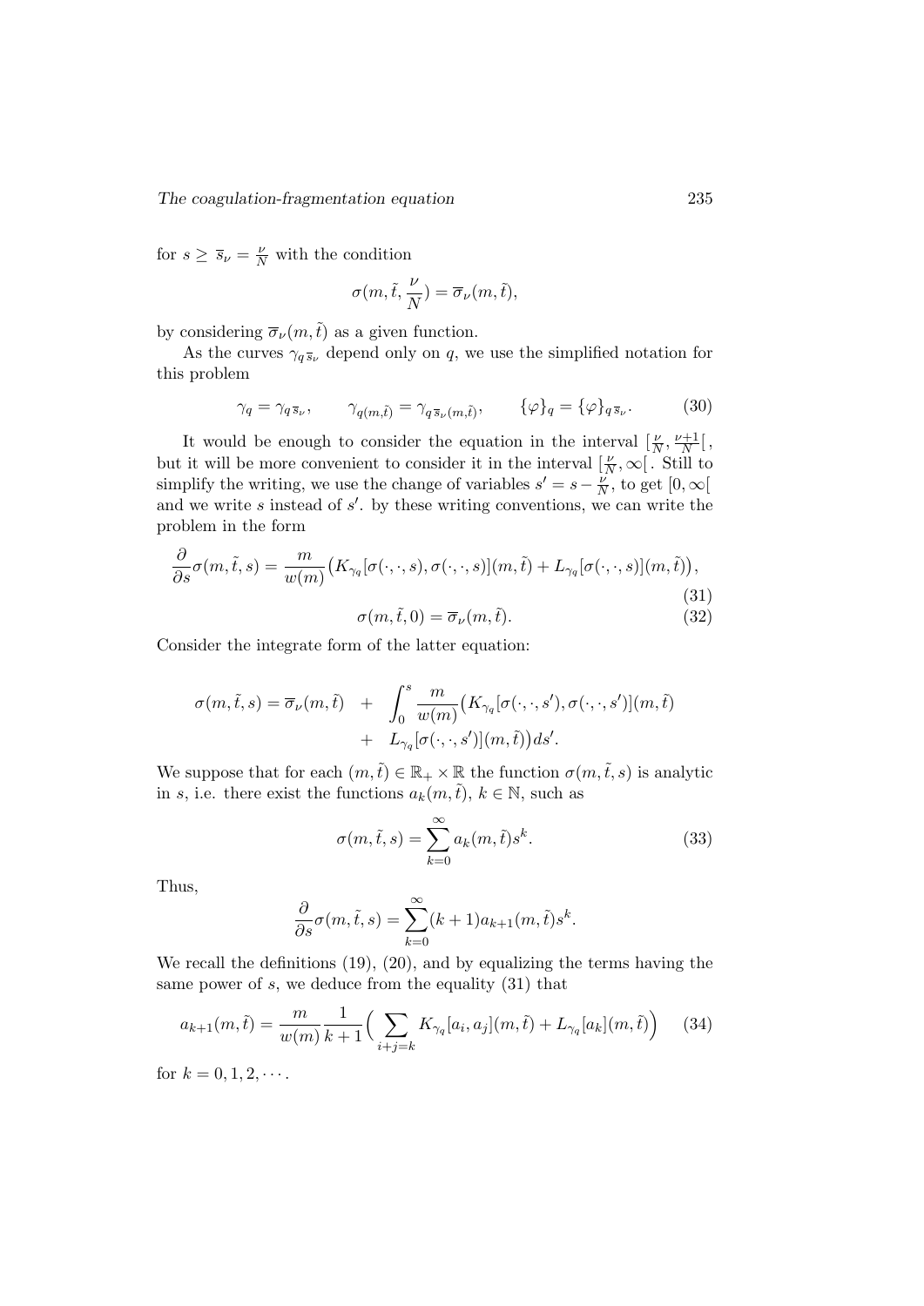for $s \geq \overline{s}_\nu = \frac{\nu}{N}$ with the condition

$$\sigma(m, \tilde{t}, \frac{\nu}{N}) = \overline{\sigma}_\nu(m, \tilde{t}),$$

by considering $\overline{\sigma}_\nu(m, \tilde{t})$ as a given function.

As the curves $\gamma_{q\,\overline{s}_\nu}$ depend only on $q$, we use the simplified notation for this problem

$$\gamma_q = \gamma_{q\,\overline{s}_\nu}, \qquad \gamma_{q(m,\tilde{t})} = \gamma_{q\,\overline{s}_\nu(m,\tilde{t})}, \qquad \{\varphi\}_q = \{\varphi\}_{q\,\overline{s}_\nu}. \tag{30}$$

It would be enough to consider the equation in the interval $[\frac{\nu}{N}, \frac{\nu+1}{N}[$, but it will be more convenient to consider it in the interval $[\frac{\nu}{N}, \infty[$. Still to simplify the writing, we use the change of variables $s' = s - \frac{\nu}{N}$, to get $[0, \infty[$ and we write $s$ instead of $s'$. by these writing conventions, we can write the problem in the form

$$\frac{\partial}{\partial s}\sigma(m, \tilde{t}, s) = \frac{m}{w(m)}\big(K_{\gamma_q}[\sigma(\cdot,\cdot,s), \sigma(\cdot,\cdot,s)](m,\tilde{t}) + L_{\gamma_q}[\sigma(\cdot,\cdot,s)](m,\tilde{t})\big), \tag{31}$$

$$\sigma(m, \tilde{t}, 0) = \overline{\sigma}_\nu(m, \tilde{t}). \tag{32}$$

Consider the integrate form of the latter equation:

$$\begin{aligned}\sigma(m, \tilde{t}, s) = \overline{\sigma}_\nu(m, \tilde{t}) \;\; &+ \;\; \int_0^s \frac{m}{w(m)}\big(K_{\gamma_q}[\sigma(\cdot,\cdot,s'), \sigma(\cdot,\cdot,s')](m,\tilde{t}) \\ &+ \;\; L_{\gamma_q}[\sigma(\cdot,\cdot,s')](m,\tilde{t})\big)ds'.\end{aligned}$$

We suppose that for each $(m, \tilde{t}) \in \mathbb{R}_+ \times \mathbb{R}$ the function $\sigma(m, \tilde{t}, s)$ is analytic in $s$, i.e. there exist the functions $a_k(m, \tilde{t})$, $k \in \mathbb{N}$, such as

$$\sigma(m, \tilde{t}, s) = \sum_{k=0}^{\infty} a_k(m, \tilde{t}) s^k. \tag{33}$$

Thus,

$$\frac{\partial}{\partial s}\sigma(m, \tilde{t}, s) = \sum_{k=0}^{\infty} (k+1) a_{k+1}(m, \tilde{t}) s^k.$$

We recall the definitions (19), (20), and by equalizing the terms having the same power of $s$, we deduce from the equality (31) that

$$a_{k+1}(m, \tilde{t}) = \frac{m}{w(m)} \frac{1}{k+1}\Big(\sum_{i+j=k} K_{\gamma_q}[a_i, a_j](m, \tilde{t}) + L_{\gamma_q}[a_k](m, \tilde{t})\Big) \tag{34}$$

for $k = 0, 1, 2, \cdots$.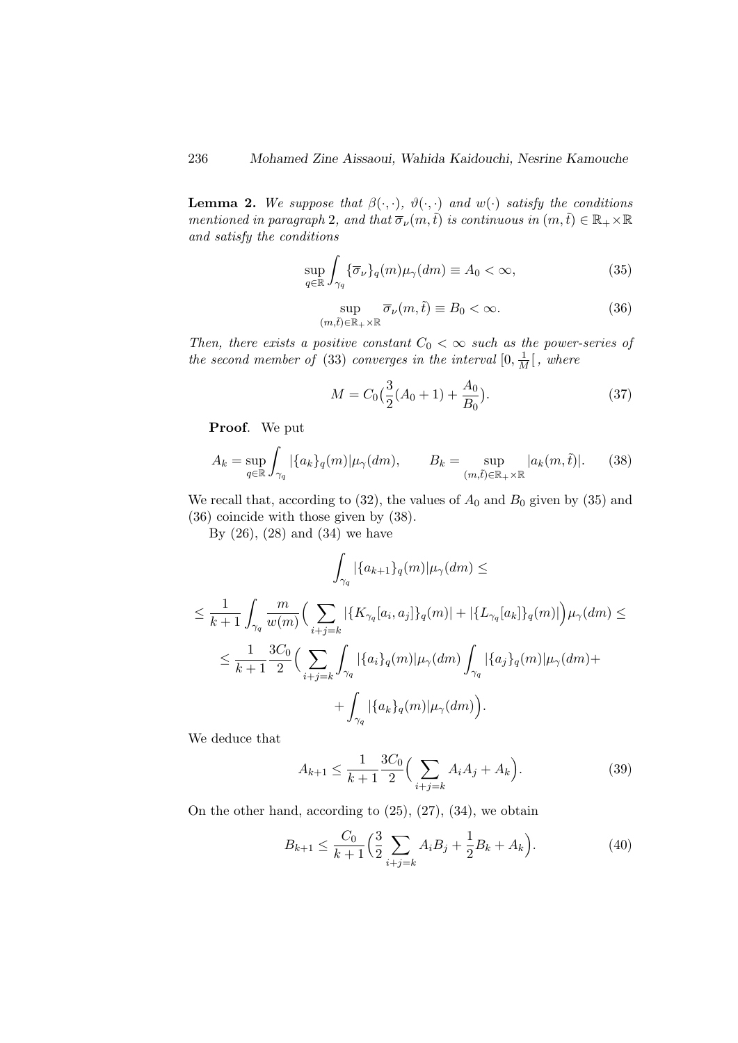**Lemma 2.** *We suppose that $\beta(\cdot,\cdot)$, $\vartheta(\cdot,\cdot)$ and $w(\cdot)$ satisfy the conditions mentioned in paragraph 2, and that $\overline{\sigma}_\nu(m,\tilde{t})$ is continuous in $(m,\tilde{t}) \in \mathbb{R}_+ \times \mathbb{R}$ and satisfy the conditions*

$$\sup_{q\in\mathbb{R}} \int_{\gamma_q} \{\overline{\sigma}_\nu\}_q(m)\mu_\gamma(dm) \equiv A_0 < \infty, \tag{35}$$

$$\sup_{(m,\tilde{t})\in\mathbb{R}_+\times\mathbb{R}} \overline{\sigma}_\nu(m,\tilde{t}) \equiv B_0 < \infty. \tag{36}$$

*Then, there exists a positive constant $C_0 < \infty$ such as the power-series of the second member of (33) converges in the interval $[0, \frac{1}{M}[$, where*

$$M = C_0\big(\frac{3}{2}(A_0+1) + \frac{A_0}{B_0}\big). \tag{37}$$

**Proof**. We put

$$A_k = \sup_{q\in\mathbb{R}} \int_{\gamma_q} |\{a_k\}_q(m)|\mu_\gamma(dm), \qquad B_k = \sup_{(m,\tilde{t})\in\mathbb{R}_+\times\mathbb{R}} |a_k(m,\tilde{t})|. \tag{38}$$

We recall that, according to (32), the values of $A_0$ and $B_0$ given by (35) and (36) coincide with those given by (38).

By (26), (28) and (34) we have

$$\int_{\gamma_q} |\{a_{k+1}\}_q(m)|\mu_\gamma(dm) \le$$

$$\le \frac{1}{k+1}\int_{\gamma_q} \frac{m}{w(m)}\Big(\sum_{i+j=k} |\{K_{\gamma_q}[a_i,a_j]\}_q(m)| + |\{L_{\gamma_q}[a_k]\}_q(m)|\Big)\mu_\gamma(dm) \le$$

$$\le \frac{1}{k+1}\frac{3C_0}{2}\Big(\sum_{i+j=k}\int_{\gamma_q} |\{a_i\}_q(m)|\mu_\gamma(dm)\int_{\gamma_q} |\{a_j\}_q(m)|\mu_\gamma(dm) +$$

$$+ \int_{\gamma_q} |\{a_k\}_q(m)|\mu_\gamma(dm)\Big).$$

We deduce that

$$A_{k+1} \le \frac{1}{k+1}\frac{3C_0}{2}\Big(\sum_{i+j=k} A_iA_j + A_k\Big). \tag{39}$$

On the other hand, according to (25), (27), (34), we obtain

$$B_{k+1} \le \frac{C_0}{k+1}\Big(\frac{3}{2}\sum_{i+j=k} A_iB_j + \frac{1}{2}B_k + A_k\Big). \tag{40}$$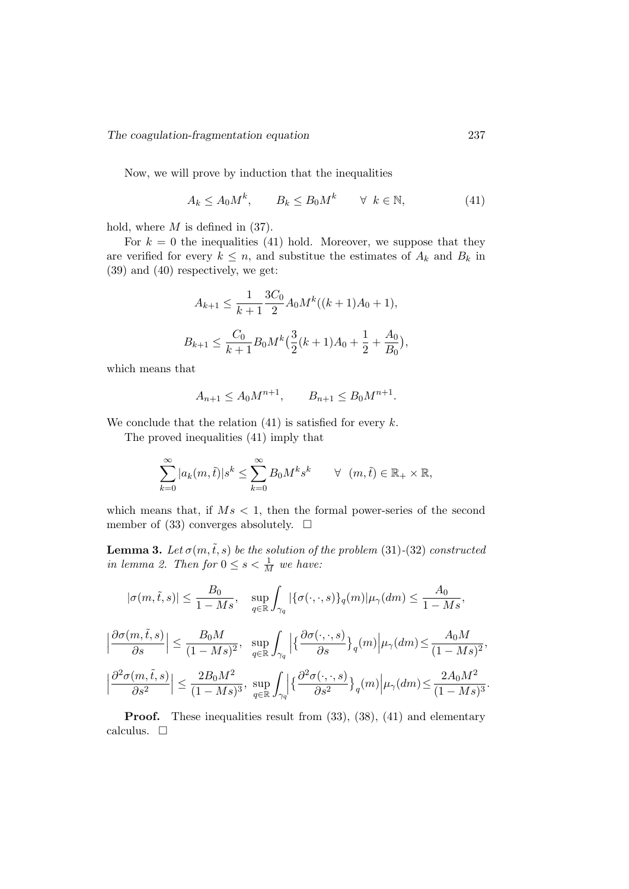Now, we will prove by induction that the inequalities

$$A_k \leq A_0 M^k, \qquad B_k \leq B_0 M^k \qquad \forall \;\; k \in \mathbb{N}, \tag{41}$$

hold, where $M$ is defined in (37).

For $k = 0$ the inequalities (41) hold. Moreover, we suppose that they are verified for every $k \leq n$, and substitue the estimates of $A_k$ and $B_k$ in (39) and (40) respectively, we get:

$$A_{k+1} \leq \frac{1}{k+1} \frac{3C_0}{2} A_0 M^k ((k+1)A_0 + 1),$$

$$B_{k+1} \leq \frac{C_0}{k+1} B_0 M^k \big( \frac{3}{2}(k+1)A_0 + \frac{1}{2} + \frac{A_0}{B_0} \big),$$

which means that

$$A_{n+1} \leq A_0 M^{n+1}, \qquad B_{n+1} \leq B_0 M^{n+1}.$$

We conclude that the relation (41) is satisfied for every $k$.

The proved inequalities (41) imply that

$$\sum_{k=0}^{\infty} |a_k(m, \tilde{t})| s^k \leq \sum_{k=0}^{\infty} B_0 M^k s^k \qquad \forall \;\; (m, \tilde{t}) \in \mathbb{R}_+ \times \mathbb{R},$$

which means that, if $Ms < 1$, then the formal power-series of the second member of (33) converges absolutely. $\square$

**Lemma 3.** *Let $\sigma(m, \tilde{t}, s)$ be the solution of the problem (31)-(32) constructed in lemma 2. Then for $0 \leq s < \frac{1}{M}$ we have:*

$$|\sigma(m, \tilde{t}, s)| \leq \frac{B_0}{1 - Ms}, \quad \sup_{q \in \mathbb{R}} \int_{\gamma_q} |\{\sigma(\cdot, \cdot, s)\}_q(m)| \mu_\gamma(dm) \leq \frac{A_0}{1 - Ms},$$

$$\Big| \frac{\partial \sigma(m, \tilde{t}, s)}{\partial s} \Big| \leq \frac{B_0 M}{(1 - Ms)^2}, \;\; \sup_{q \in \mathbb{R}} \int_{\gamma_q} \Big| \big\{ \frac{\partial \sigma(\cdot, \cdot, s)}{\partial s} \big\}_q(m) \Big| \mu_\gamma(dm) \leq \frac{A_0 M}{(1 - Ms)^2},$$

$$\Big| \frac{\partial^2 \sigma(m, \tilde{t}, s)}{\partial s^2} \Big| \leq \frac{2 B_0 M^2}{(1 - Ms)^3}, \;\; \sup_{q \in \mathbb{R}} \int_{\gamma_q} \Big| \big\{ \frac{\partial^2 \sigma(\cdot, \cdot, s)}{\partial s^2} \big\}_q(m) \Big| \mu_\gamma(dm) \leq \frac{2 A_0 M^2}{(1 - Ms)^3}.$$

**Proof.** These inequalities result from (33), (38), (41) and elementary calculus. $\square$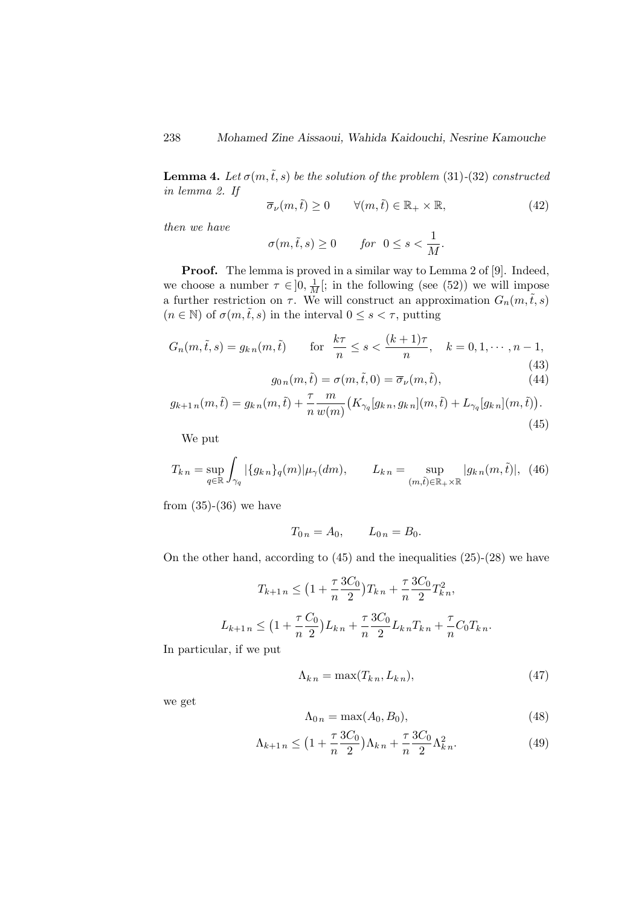**Lemma 4.** *Let $\sigma(m,\tilde{t},s)$ be the solution of the problem* (31)-(32) *constructed in lemma 2. If*

$$\overline{\sigma}_\nu(m,\tilde{t}) \geq 0 \qquad \forall (m,\tilde{t}) \in \mathbb{R}_+ \times \mathbb{R}, \tag{42}$$

*then we have*

$$\sigma(m,\tilde{t},s) \geq 0 \qquad \textit{for } \ 0 \leq s < \frac{1}{M}.$$

**Proof.** The lemma is proved in a similar way to Lemma 2 of [9]. Indeed, we choose a number $\tau \in ]0, \frac{1}{M}[$; in the following (see (52)) we will impose a further restriction on $\tau$. We will construct an approximation $G_n(m,\tilde{t},s)$ $(n \in \mathbb{N})$ of $\sigma(m,\tilde{t},s)$ in the interval $0 \leq s < \tau$, putting

$$G_n(m,\tilde{t},s) = g_{k\,n}(m,\tilde{t}) \qquad \text{for } \ \frac{k\tau}{n} \leq s < \frac{(k+1)\tau}{n}, \quad k = 0,1,\cdots,n-1, \tag{43}$$

$$g_{0\,n}(m,\tilde{t}) = \sigma(m,\tilde{t},0) = \overline{\sigma}_\nu(m,\tilde{t}), \tag{44}$$

$$g_{k+1\,n}(m,\tilde{t}) = g_{k\,n}(m,\tilde{t}) + \frac{\tau}{n}\frac{m}{w(m)}\big(K_{\gamma_q}[g_{k\,n}, g_{k\,n}](m,\tilde{t}) + L_{\gamma_q}[g_{k\,n}](m,\tilde{t})\big). \tag{45}$$

We put

$$T_{k\,n} = \sup_{q\in\mathbb{R}} \int_{\gamma_q} |\{g_{k\,n}\}_q(m)|\mu_\gamma(dm), \qquad L_{k\,n} = \sup_{(m,\tilde{t})\in\mathbb{R}_+\times\mathbb{R}} |g_{k\,n}(m,\tilde{t})|, \tag{46}$$

from (35)-(36) we have

$$T_{0\,n} = A_0, \qquad L_{0\,n} = B_0.$$

On the other hand, according to (45) and the inequalities (25)-(28) we have

$$T_{k+1\,n} \leq \big(1 + \frac{\tau}{n}\frac{3C_0}{2}\big)T_{k\,n} + \frac{\tau}{n}\frac{3C_0}{2}T_{k\,n}^2,$$

$$L_{k+1\,n} \leq \big(1 + \frac{\tau}{n}\frac{C_0}{2}\big)L_{k\,n} + \frac{\tau}{n}\frac{3C_0}{2}L_{k\,n}T_{k\,n} + \frac{\tau}{n}C_0 T_{k\,n}.$$

In particular, if we put

$$\Lambda_{k\,n} = \max(T_{k\,n}, L_{k\,n}), \tag{47}$$

we get

$$\Lambda_{0\,n} = \max(A_0, B_0), \tag{48}$$

$$\Lambda_{k+1\,n} \leq \big(1 + \frac{\tau}{n}\frac{3C_0}{2}\big)\Lambda_{k\,n} + \frac{\tau}{n}\frac{3C_0}{2}\Lambda_{k\,n}^2. \tag{49}$$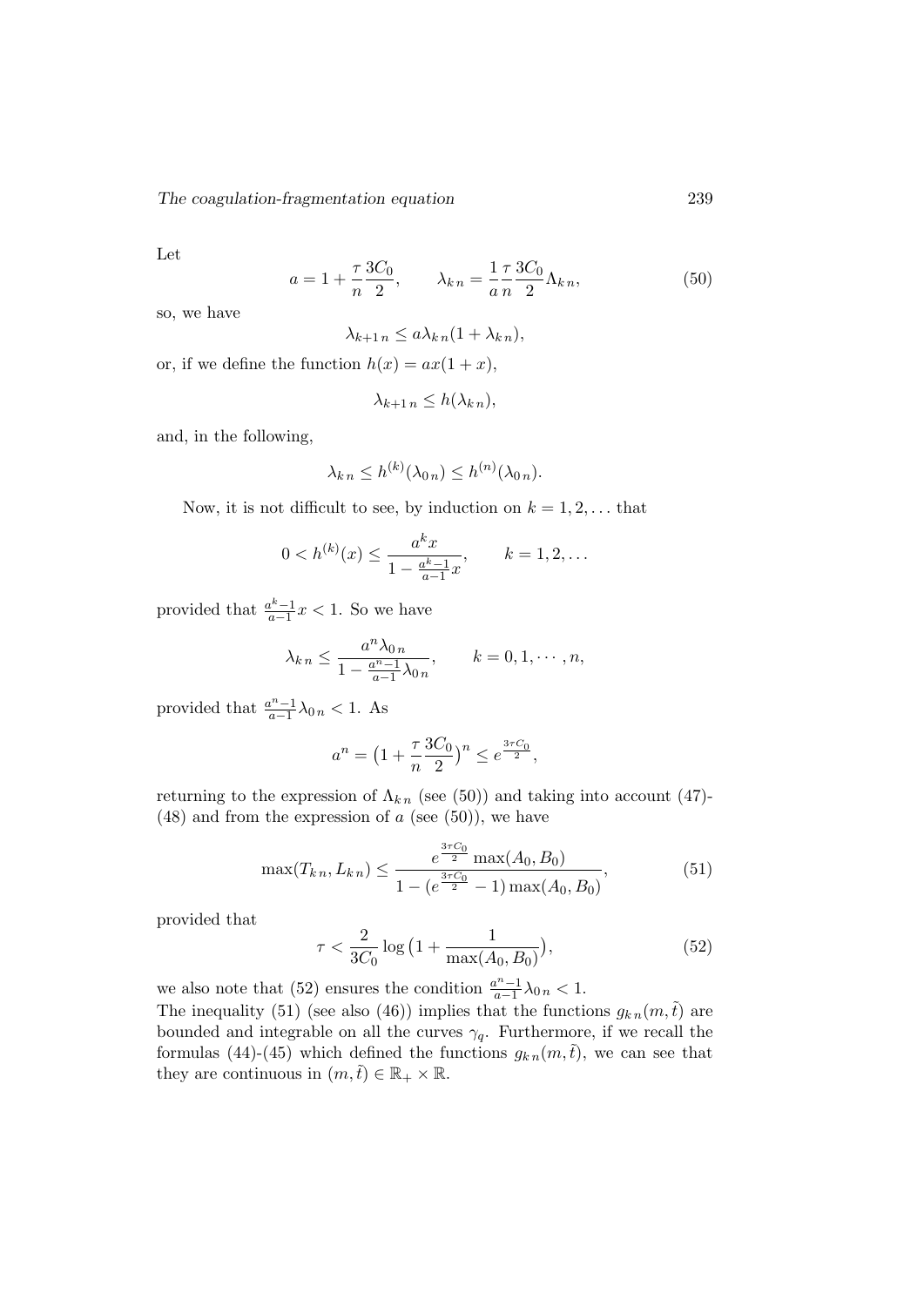Let

$$a = 1 + \frac{\tau}{n}\frac{3C_0}{2}, \qquad \lambda_{k\,n} = \frac{1}{a}\frac{\tau}{n}\frac{3C_0}{2}\Lambda_{k\,n}, \tag{50}$$

so, we have

$$\lambda_{k+1\,n} \leq a\lambda_{k\,n}(1 + \lambda_{k\,n}),$$

or, if we define the function $h(x) = ax(1 + x)$,

$$\lambda_{k+1\,n} \leq h(\lambda_{k\,n}),$$

and, in the following,

$$\lambda_{k\,n} \leq h^{(k)}(\lambda_{0\,n}) \leq h^{(n)}(\lambda_{0\,n}).$$

Now, it is not difficult to see, by induction on $k = 1, 2, \dots$ that

$$0 < h^{(k)}(x) \leq \frac{a^k x}{1 - \frac{a^k - 1}{a-1}x}, \qquad k = 1, 2, \dots$$

provided that $\frac{a^k-1}{a-1}x < 1$. So we have

$$\lambda_{k\,n} \leq \frac{a^n \lambda_{0\,n}}{1 - \frac{a^n-1}{a-1}\lambda_{0\,n}}, \qquad k = 0, 1, \cdots, n,$$

provided that $\frac{a^n-1}{a-1}\lambda_{0\,n} < 1$. As

$$a^n = \big(1 + \frac{\tau}{n}\frac{3C_0}{2}\big)^n \leq e^{\frac{3\tau C_0}{2}},$$

returning to the expression of $\Lambda_{k\,n}$ (see (50)) and taking into account (47)-(48) and from the expression of $a$ (see (50)), we have

$$\max(T_{k\,n}, L_{k\,n}) \leq \frac{e^{\frac{3\tau C_0}{2}} \max(A_0, B_0)}{1 - (e^{\frac{3\tau C_0}{2}} - 1)\max(A_0, B_0)}, \tag{51}$$

provided that

$$\tau < \frac{2}{3C_0}\log\big(1 + \frac{1}{\max(A_0, B_0)}\big), \tag{52}$$

we also note that (52) ensures the condition $\frac{a^n-1}{a-1}\lambda_{0\,n} < 1$.

The inequality (51) (see also (46)) implies that the functions $g_{k\,n}(m, \tilde{t})$ are bounded and integrable on all the curves $\gamma_q$. Furthermore, if we recall the formulas (44)-(45) which defined the functions $g_{k\,n}(m, \tilde{t})$, we can see that they are continuous in $(m, \tilde{t}) \in \mathbb{R}_+ \times \mathbb{R}$.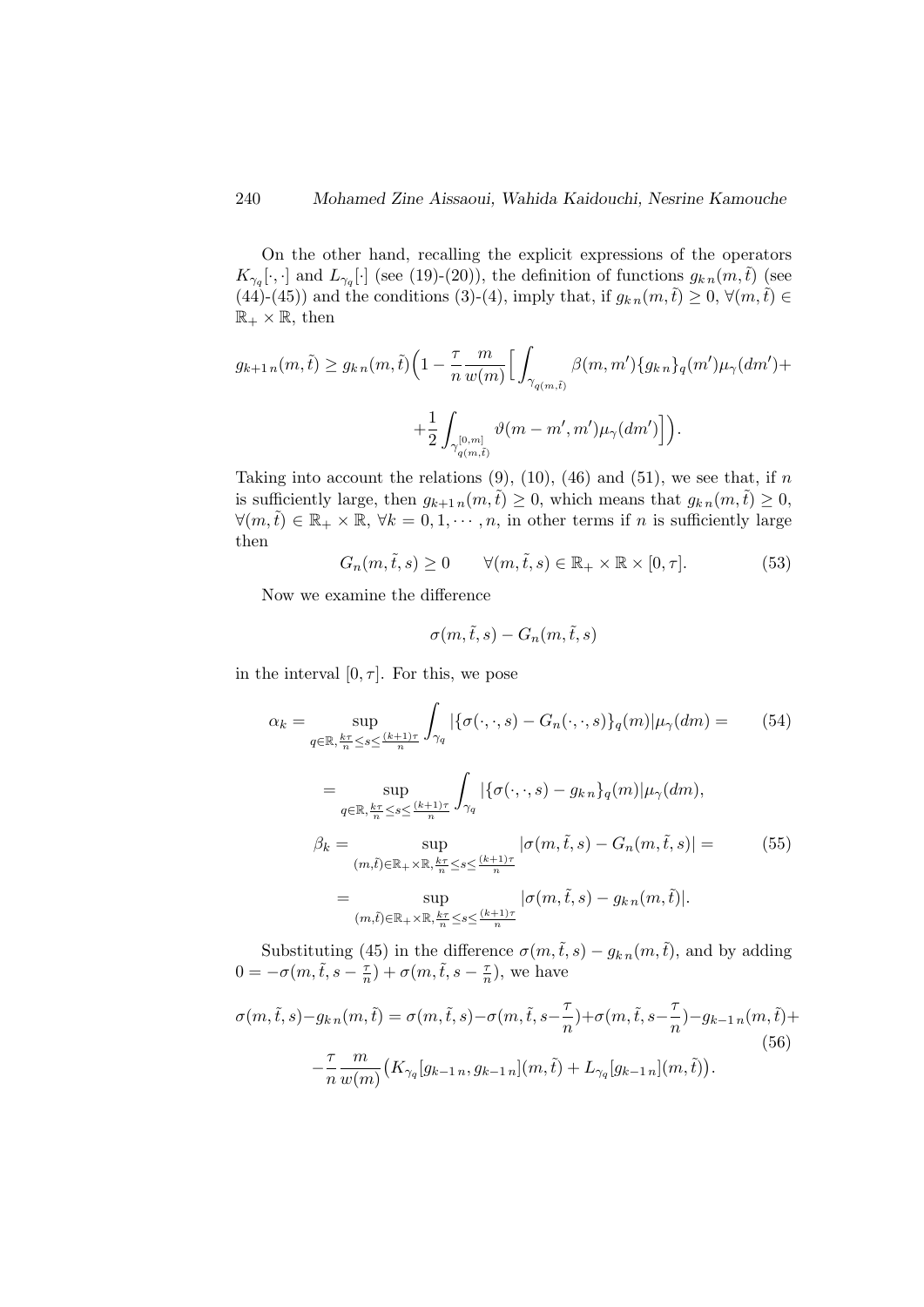On the other hand, recalling the explicit expressions of the operators $K_{\gamma_q}[\cdot,\cdot]$ and $L_{\gamma_q}[\cdot]$ (see (19)-(20)), the definition of functions $g_{k\,n}(m,\tilde{t})$ (see (44)-(45)) and the conditions (3)-(4), imply that, if $g_{k\,n}(m,\tilde{t}) \geq 0$, $\forall (m,\tilde{t}) \in \mathbb{R}_+ \times \mathbb{R}$, then

$$g_{k+1\,n}(m,\tilde{t}) \geq g_{k\,n}(m,\tilde{t})\Big(1 - \frac{\tau}{n}\frac{m}{w(m)}\Big[\int_{\gamma_{q(m,\tilde{t})}} \beta(m,m')\{g_{k\,n}\}_q(m')\mu_\gamma(dm') +$$

$$+\frac{1}{2}\int_{\gamma^{[0,m]}_{q(m,\tilde{t})}} \vartheta(m-m',m')\mu_\gamma(dm')\Big]\Big).$$

Taking into account the relations (9), (10), (46) and (51), we see that, if $n$ is sufficiently large, then $g_{k+1\,n}(m,\tilde{t}) \geq 0$, which means that $g_{k\,n}(m,\tilde{t}) \geq 0$, $\forall (m,\tilde{t}) \in \mathbb{R}_+ \times \mathbb{R}$, $\forall k = 0, 1, \cdots, n$, in other terms if $n$ is sufficiently large then

$$G_n(m,\tilde{t},s) \geq 0 \qquad \forall (m,\tilde{t},s) \in \mathbb{R}_+ \times \mathbb{R} \times [0,\tau]. \tag{53}$$

Now we examine the difference

$$\sigma(m,\tilde{t},s) - G_n(m,\tilde{t},s)$$

in the interval $[0,\tau]$. For this, we pose

$$\alpha_k = \sup_{q\in\mathbb{R},\, \frac{k\tau}{n} \leq s \leq \frac{(k+1)\tau}{n}} \int_{\gamma_q} |\{\sigma(\cdot,\cdot,s) - G_n(\cdot,\cdot,s)\}_q(m)|\mu_\gamma(dm) = \tag{54}$$

$$= \sup_{q\in\mathbb{R},\, \frac{k\tau}{n} \leq s \leq \frac{(k+1)\tau}{n}} \int_{\gamma_q} |\{\sigma(\cdot,\cdot,s) - g_{k\,n}\}_q(m)|\mu_\gamma(dm),$$

$$\beta_k = \sup_{(m,\tilde{t})\in\mathbb{R}_+\times\mathbb{R},\, \frac{k\tau}{n} \leq s \leq \frac{(k+1)\tau}{n}} |\sigma(m,\tilde{t},s) - G_n(m,\tilde{t},s)| = \tag{55}$$

$$= \sup_{(m,\tilde{t})\in\mathbb{R}_+\times\mathbb{R},\, \frac{k\tau}{n} \leq s \leq \frac{(k+1)\tau}{n}} |\sigma(m,\tilde{t},s) - g_{k\,n}(m,\tilde{t})|.$$

Substituting (45) in the difference $\sigma(m,\tilde{t},s) - g_{k\,n}(m,\tilde{t})$, and by adding $0 = -\sigma(m,\tilde{t},s-\frac{\tau}{n}) + \sigma(m,\tilde{t},s-\frac{\tau}{n})$, we have

$$\sigma(m,\tilde{t},s) - g_{k\,n}(m,\tilde{t}) = \sigma(m,\tilde{t},s) - \sigma(m,\tilde{t},s-\frac{\tau}{n}) + \sigma(m,\tilde{t},s-\frac{\tau}{n}) - g_{k-1\,n}(m,\tilde{t}) + \tag{56}$$

$$-\frac{\tau}{n}\frac{m}{w(m)}\big(K_{\gamma_q}[g_{k-1\,n},g_{k-1\,n}](m,\tilde{t}) + L_{\gamma_q}[g_{k-1\,n}](m,\tilde{t})\big).$$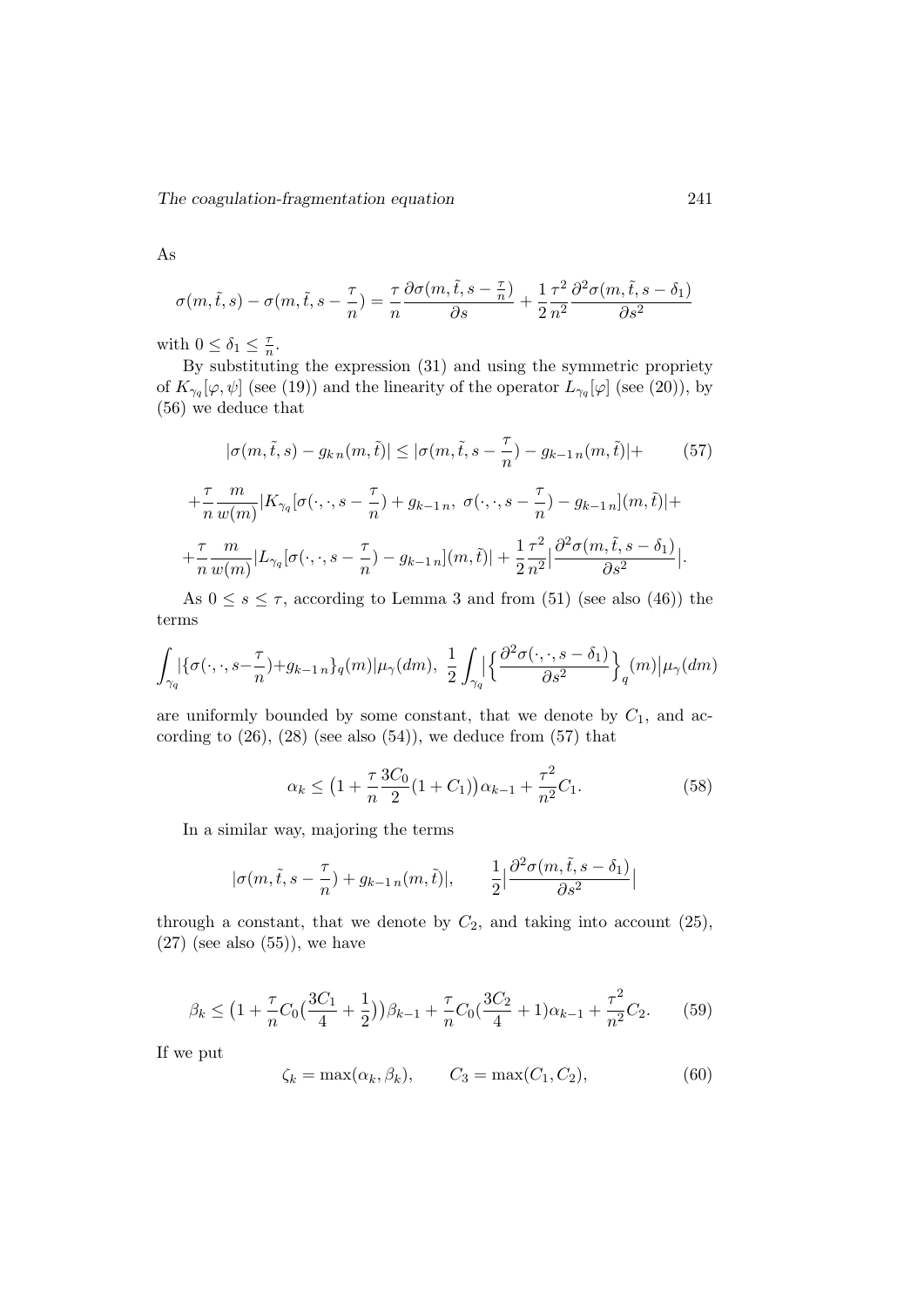As

$$\sigma(m,\tilde{t},s)-\sigma(m,\tilde{t},s-\frac{\tau}{n})=\frac{\tau}{n}\frac{\partial\sigma(m,\tilde{t},s-\frac{\tau}{n})}{\partial s}+\frac{1}{2}\frac{\tau^2}{n^2}\frac{\partial^2\sigma(m,\tilde{t},s-\delta_1)}{\partial s^2}$$

with $0\leq\delta_1\leq\frac{\tau}{n}$.

By substituting the expression (31) and using the symmetric propriety of $K_{\gamma_q}[\varphi,\psi]$ (see (19)) and the linearity of the operator $L_{\gamma_q}[\varphi]$ (see (20)), by (56) we deduce that

$$|\sigma(m,\tilde{t},s)-g_{k\,n}(m,\tilde{t})|\leq|\sigma(m,\tilde{t},s-\frac{\tau}{n})-g_{k-1\,n}(m,\tilde{t})|+ \tag{57}$$

$$+\frac{\tau}{n}\frac{m}{w(m)}|K_{\gamma_q}[\sigma(\cdot,\cdot,s-\frac{\tau}{n})+g_{k-1\,n},\ \sigma(\cdot,\cdot,s-\frac{\tau}{n})-g_{k-1\,n}](m,\tilde{t})|+$$

$$+\frac{\tau}{n}\frac{m}{w(m)}|L_{\gamma_q}[\sigma(\cdot,\cdot,s-\frac{\tau}{n})-g_{k-1\,n}](m,\tilde{t})|+\frac{1}{2}\frac{\tau^2}{n^2}\Big|\frac{\partial^2\sigma(m,\tilde{t},s-\delta_1)}{\partial s^2}\Big|.$$

As $0\leq s\leq\tau$, according to Lemma 3 and from (51) (see also (46)) the terms

$$\int_{\gamma_q}|\{\sigma(\cdot,\cdot,s-\frac{\tau}{n})+g_{k-1\,n}\}_q(m)|\mu_\gamma(dm),\ \frac{1}{2}\int_{\gamma_q}\Big|\Big\{\frac{\partial^2\sigma(\cdot,\cdot,s-\delta_1)}{\partial s^2}\Big\}_q(m)\Big|\mu_\gamma(dm)$$

are uniformly bounded by some constant, that we denote by $C_1$, and according to (26), (28) (see also (54)), we deduce from (57) that

$$\alpha_k\leq\big(1+\frac{\tau}{n}\frac{3C_0}{2}(1+C_1)\big)\alpha_{k-1}+\frac{\tau^2}{n^2}C_1. \tag{58}$$

In a similar way, majoring the terms

$$|\sigma(m,\tilde{t},s-\frac{\tau}{n})+g_{k-1\,n}(m,\tilde{t})|,\qquad \frac{1}{2}\Big|\frac{\partial^2\sigma(m,\tilde{t},s-\delta_1)}{\partial s^2}\Big|$$

through a constant, that we denote by $C_2$, and taking into account (25), (27) (see also (55)), we have

$$\beta_k\leq\big(1+\frac{\tau}{n}C_0\big(\frac{3C_1}{4}+\frac{1}{2}\big)\big)\beta_{k-1}+\frac{\tau}{n}C_0\big(\frac{3C_2}{4}+1\big)\alpha_{k-1}+\frac{\tau^2}{n^2}C_2. \tag{59}$$

If we put

$$\zeta_k=\max(\alpha_k,\beta_k),\qquad C_3=\max(C_1,C_2), \tag{60}$$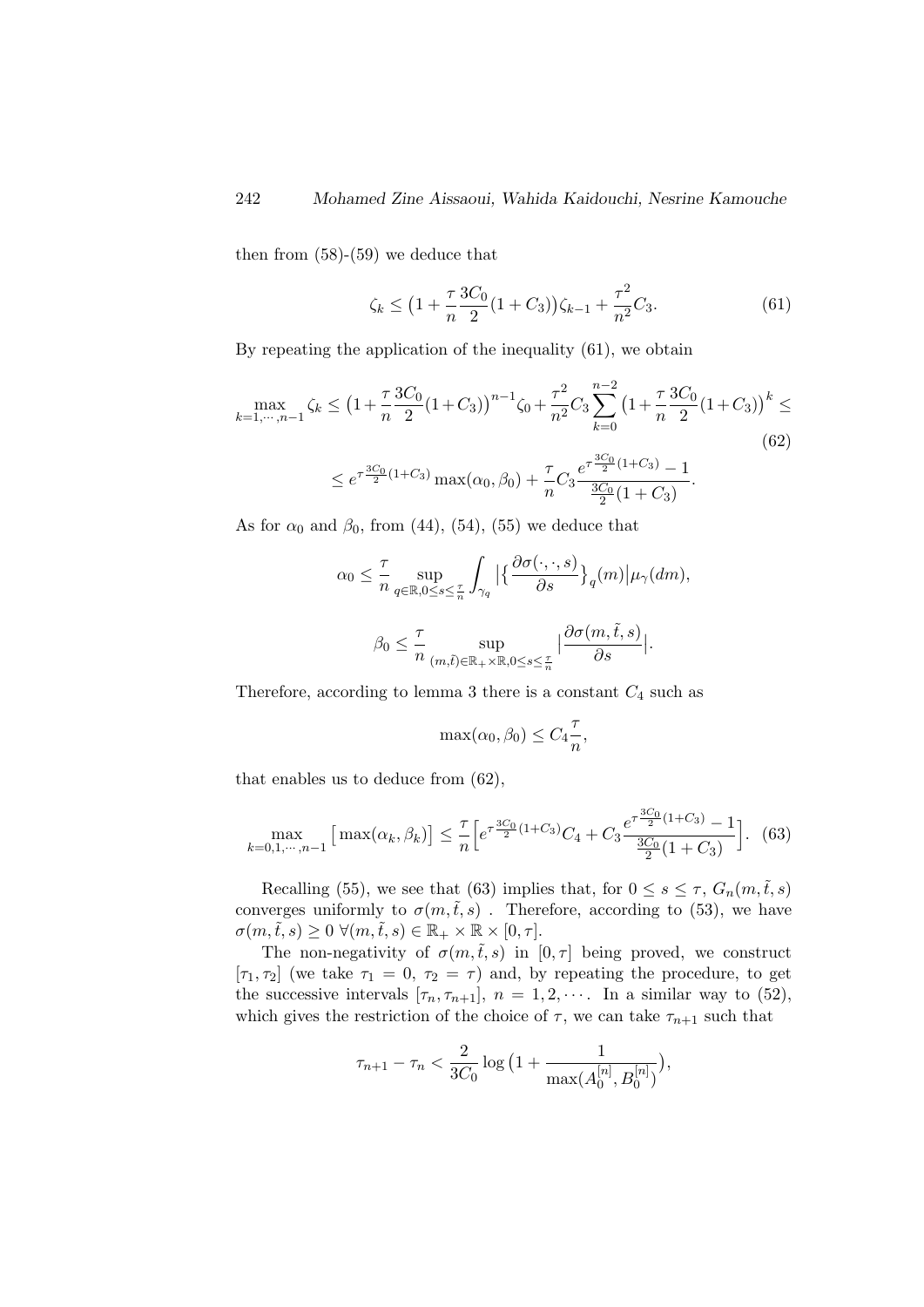then from (58)-(59) we deduce that

$$\zeta_k \leq \big(1+\frac{\tau}{n}\frac{3C_0}{2}(1+C_3)\big)\zeta_{k-1}+\frac{\tau^2}{n^2}C_3. \tag{61}$$

By repeating the application of the inequality (61), we obtain

$$\max_{k=1,\cdots,n-1}\zeta_k \leq \big(1+\frac{\tau}{n}\frac{3C_0}{2}(1+C_3)\big)^{n-1}\zeta_0+\frac{\tau^2}{n^2}C_3\sum_{k=0}^{n-2}\big(1+\frac{\tau}{n}\frac{3C_0}{2}(1+C_3)\big)^k \leq$$

$$\leq e^{\tau\frac{3C_0}{2}(1+C_3)}\max(\alpha_0,\beta_0)+\frac{\tau}{n}C_3\frac{e^{\tau\frac{3C_0}{2}(1+C_3)}-1}{\frac{3C_0}{2}(1+C_3)}. \tag{62}$$

As for $\alpha_0$ and $\beta_0$, from (44), (54), (55) we deduce that

$$\alpha_0 \leq \frac{\tau}{n}\sup_{q\in\mathbb{R},0\leq s\leq\frac{\tau}{n}}\int_{\gamma_q}\big|\big\{\frac{\partial\sigma(\cdot,\cdot,s)}{\partial s}\big\}_q(m)\big|\mu_\gamma(dm),$$

$$\beta_0 \leq \frac{\tau}{n}\sup_{(m,\tilde{t})\in\mathbb{R}_+\times\mathbb{R},0\leq s\leq\frac{\tau}{n}}\big|\frac{\partial\sigma(m,\tilde{t},s)}{\partial s}\big|.$$

Therefore, according to lemma 3 there is a constant $C_4$ such as

$$\max(\alpha_0,\beta_0)\leq C_4\frac{\tau}{n},$$

that enables us to deduce from (62),

$$\max_{k=0,1,\cdots,n-1}\big[\max(\alpha_k,\beta_k)\big]\leq\frac{\tau}{n}\Big[e^{\tau\frac{3C_0}{2}(1+C_3)}C_4+C_3\frac{e^{\tau\frac{3C_0}{2}(1+C_3)}-1}{\frac{3C_0}{2}(1+C_3)}\Big]. \tag{63}$$

Recalling (55), we see that (63) implies that, for $0\leq s\leq\tau$, $G_n(m,\tilde{t},s)$ converges uniformly to $\sigma(m,\tilde{t},s)$ . Therefore, according to (53), we have $\sigma(m,\tilde{t},s)\geq 0\ \forall(m,\tilde{t},s)\in\mathbb{R}_+\times\mathbb{R}\times[0,\tau]$.

The non-negativity of $\sigma(m,\tilde{t},s)$ in $[0,\tau]$ being proved, we construct $[\tau_1,\tau_2]$ (we take $\tau_1=0$, $\tau_2=\tau$) and, by repeating the procedure, to get the successive intervals $[\tau_n,\tau_{n+1}]$, $n=1,2,\cdots$. In a similar way to (52), which gives the restriction of the choice of $\tau$, we can take $\tau_{n+1}$ such that

$$\tau_{n+1}-\tau_n<\frac{2}{3C_0}\log\big(1+\frac{1}{\max(A_0^{[n]},B_0^{[n]})}\big),$$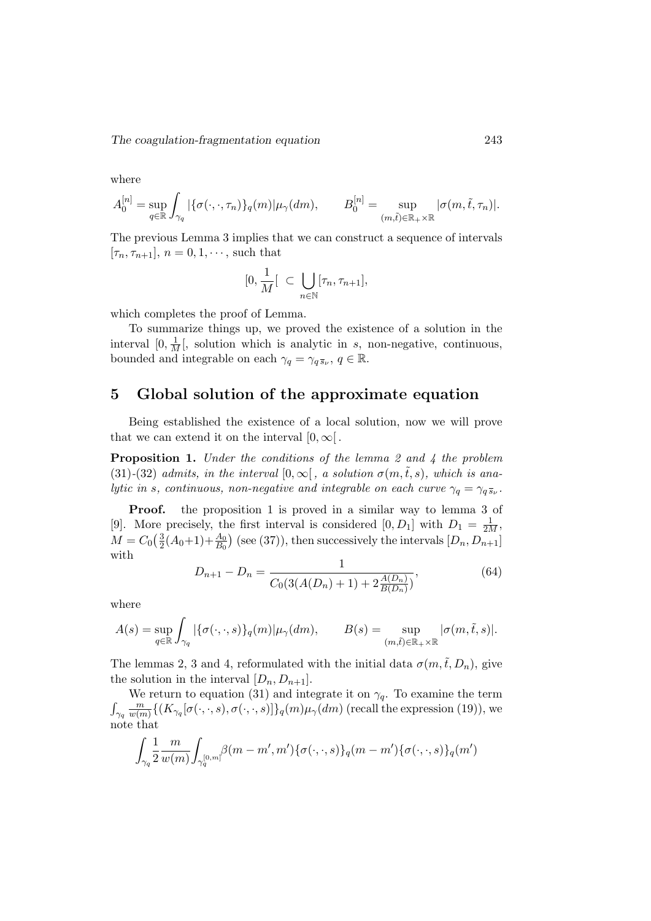where

$$A_0^{[n]} = \sup_{q \in \mathbb{R}} \int_{\gamma_q} |\{\sigma(\cdot,\cdot,\tau_n)\}_q(m)| \mu_\gamma(dm), \qquad B_0^{[n]} = \sup_{(m,\tilde{t}) \in \mathbb{R}_+ \times \mathbb{R}} |\sigma(m,\tilde{t},\tau_n)|.$$

The previous Lemma 3 implies that we can construct a sequence of intervals $[\tau_n, \tau_{n+1}]$, $n = 0, 1, \cdots$, such that

$$[0, \frac{1}{M}[ \ \subset \bigcup_{n \in \mathbb{N}} [\tau_n, \tau_{n+1}],$$

which completes the proof of Lemma.

To summarize things up, we proved the existence of a solution in the interval $[0, \frac{1}{M}[$, solution which is analytic in $s$, non-negative, continuous, bounded and integrable on each $\gamma_q = \gamma_{q\,\overline{s}_\nu}$, $q \in \mathbb{R}$.

## 5 Global solution of the approximate equation

Being established the existence of a local solution, now we will prove that we can extend it on the interval $[0, \infty[$.

**Proposition 1.** *Under the conditions of the lemma 2 and 4 the problem (31)-(32) admits, in the interval $[0, \infty[$, a solution $\sigma(m, \tilde{t}, s)$, which is analytic in $s$, continuous, non-negative and integrable on each curve $\gamma_q = \gamma_{q\,\overline{s}_\nu}$.*

**Proof.** the proposition 1 is proved in a similar way to lemma 3 of [9]. More precisely, the first interval is considered $[0, D_1]$ with $D_1 = \frac{1}{2M}$, $M = C_0\big(\frac{3}{2}(A_0+1) + \frac{A_0}{B_0}\big)$ (see (37)), then successively the intervals $[D_n, D_{n+1}]$ with

$$D_{n+1} - D_n = \frac{1}{C_0(3(A(D_n)+1) + 2\frac{A(D_n)}{B(D_n)})}, \tag{64}$$

where

$$A(s) = \sup_{q \in \mathbb{R}} \int_{\gamma_q} |\{\sigma(\cdot,\cdot,s)\}_q(m)| \mu_\gamma(dm), \qquad B(s) = \sup_{(m,\tilde{t}) \in \mathbb{R}_+ \times \mathbb{R}} |\sigma(m,\tilde{t},s)|.$$

The lemmas 2, 3 and 4, reformulated with the initial data $\sigma(m, \tilde{t}, D_n)$, give the solution in the interval $[D_n, D_{n+1}]$.

We return to equation (31) and integrate it on $\gamma_q$. To examine the term $\int_{\gamma_q} \frac{m}{w(m)} \{(K_{\gamma_q}[\sigma(\cdot,\cdot,s), \sigma(\cdot,\cdot,s)]\}_q(m) \mu_\gamma(dm)$ (recall the expression (19)), we note that

$$\int_{\gamma_q} \frac{1}{2} \frac{m}{w(m)} \int_{\gamma_q^{[0,m]}} \beta(m-m', m') \{\sigma(\cdot,\cdot,s)\}_q(m-m') \{\sigma(\cdot,\cdot,s)\}_q(m')$$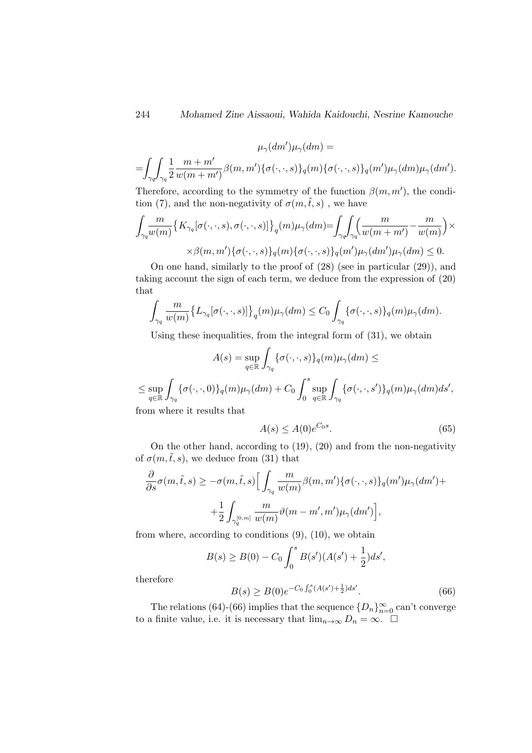$$\mu_\gamma(dm')\mu_\gamma(dm) =$$

$$=\int_{\gamma_q}\int_{\gamma_q} \frac{1}{2}\frac{m+m'}{w(m+m')}\beta(m,m')\{\sigma(\cdot,\cdot,s)\}_q(m)\{\sigma(\cdot,\cdot,s)\}_q(m')\mu_\gamma(dm)\mu_\gamma(dm').$$

Therefore, according to the symmetry of the function $\beta(m,m')$, the condition (7), and the non-negativity of $\sigma(m,\tilde{t},s)$ , we have

$$\int_{\gamma_q}\frac{m}{w(m)}\big\{K_{\gamma_q}[\sigma(\cdot,\cdot,s),\sigma(\cdot,\cdot,s)]\big\}_q(m)\mu_\gamma(dm) = \int_{\gamma_q}\int_{\gamma_q}\Big(\frac{m}{w(m+m')}-\frac{m}{w(m)}\Big)\times$$

$$\times\beta(m,m')\{\sigma(\cdot,\cdot,s)\}_q(m)\{\sigma(\cdot,\cdot,s)\}_q(m')\mu_\gamma(dm')\mu_\gamma(dm)\leq 0.$$

On one hand, similarly to the proof of (28) (see in particular (29)), and taking account the sign of each term, we deduce from the expression of (20) that

$$\int_{\gamma_q}\frac{m}{w(m)}\big\{L_{\gamma_q}[\sigma(\cdot,\cdot,s)]\big\}_q(m)\mu_\gamma(dm)\leq C_0\int_{\gamma_q}\{\sigma(\cdot,\cdot,s)\}_q(m)\mu_\gamma(dm).$$

Using these inequalities, from the integral form of (31), we obtain

$$A(s)=\sup_{q\in\mathbb{R}}\int_{\gamma_q}\{\sigma(\cdot,\cdot,s)\}_q(m)\mu_\gamma(dm)\leq$$

$$\leq \sup_{q\in\mathbb{R}}\int_{\gamma_q}\{\sigma(\cdot,\cdot,0)\}_q(m)\mu_\gamma(dm)+C_0\int_0^s\sup_{q\in\mathbb{R}}\int_{\gamma_q}\{\sigma(\cdot,\cdot,s')\}_q(m)\mu_\gamma(dm)ds',$$

from where it results that

$$A(s)\leq A(0)e^{C_0 s}. \tag{65}$$

On the other hand, according to (19), (20) and from the non-negativity of $\sigma(m,\tilde{t},s)$, we deduce from (31) that

$$\frac{\partial}{\partial s}\sigma(m,\tilde{t},s)\geq -\sigma(m,\tilde{t},s)\Big[\int_{\gamma_q}\frac{m}{w(m)}\beta(m,m')\{\sigma(\cdot,\cdot,s)\}_q(m')\mu_\gamma(dm')+$$

$$+\frac{1}{2}\int_{\gamma_q^{[0,m]}}\frac{m}{w(m)}\vartheta(m-m',m')\mu_\gamma(dm')\Big],$$

from where, according to conditions (9), (10), we obtain

$$B(s)\geq B(0)-C_0\int_0^s B(s')(A(s')+\frac{1}{2})ds',$$

therefore

$$B(s)\geq B(0)e^{-C_0\int_0^s(A(s')+\frac{1}{2})ds'}. \tag{66}$$

The relations (64)-(66) implies that the sequence $\{D_n\}_{n=0}^{\infty}$ can't converge to a finite value, i.e. it is necessary that $\lim_{n\to\infty}D_n=\infty$. $\square$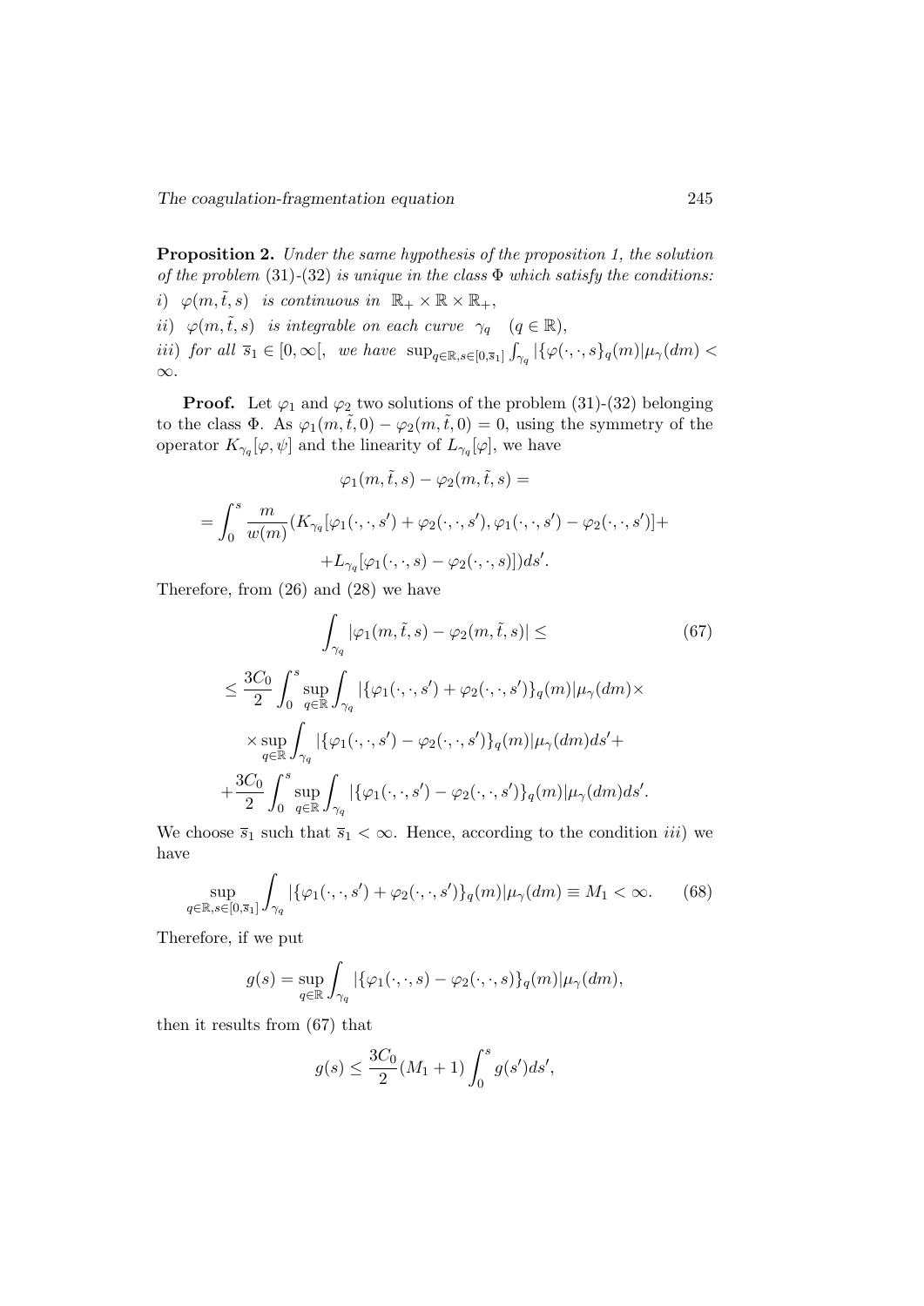**Proposition 2.** *Under the same hypothesis of the proposition 1, the solution of the problem* (31)-(32) *is unique in the class* $\Phi$ *which satisfy the conditions:*

*i)* $\varphi(m, \tilde{t}, s)$ *is continuous in* $\mathbb{R}_+ \times \mathbb{R} \times \mathbb{R}_+$,

*ii)* $\varphi(m, \tilde{t}, s)$ *is integrable on each curve* $\gamma_q$ $(q \in \mathbb{R})$,

*iii) for all* $\overline{s}_1 \in [0, \infty[$, *we have* $\sup_{q\in\mathbb{R}, s\in[0,\overline{s}_1]} \int_{\gamma_q} |\{\varphi(\cdot,\cdot,s\}_q(m)|\mu_\gamma(dm) < \infty$.

**Proof.** Let $\varphi_1$ and $\varphi_2$ two solutions of the problem (31)-(32) belonging to the class $\Phi$. As $\varphi_1(m, \tilde{t}, 0) - \varphi_2(m, \tilde{t}, 0) = 0$, using the symmetry of the operator $K_{\gamma_q}[\varphi, \psi]$ and the linearity of $L_{\gamma_q}[\varphi]$, we have

$$\varphi_1(m, \tilde{t}, s) - \varphi_2(m, \tilde{t}, s) =$$

$$= \int_0^s \frac{m}{w(m)} (K_{\gamma_q}[\varphi_1(\cdot,\cdot,s') + \varphi_2(\cdot,\cdot,s'), \varphi_1(\cdot,\cdot,s') - \varphi_2(\cdot,\cdot,s')] +$$
$$+ L_{\gamma_q}[\varphi_1(\cdot,\cdot,s) - \varphi_2(\cdot,\cdot,s)])ds'.$$

Therefore, from (26) and (28) we have

$$\int_{\gamma_q} |\varphi_1(m, \tilde{t}, s) - \varphi_2(m, \tilde{t}, s)| \leq \tag{67}$$

$$\leq \frac{3C_0}{2} \int_0^s \sup_{q\in\mathbb{R}} \int_{\gamma_q} |\{\varphi_1(\cdot,\cdot,s') + \varphi_2(\cdot,\cdot,s')\}_q(m)|\mu_\gamma(dm) \times$$
$$\times \sup_{q\in\mathbb{R}} \int_{\gamma_q} |\{\varphi_1(\cdot,\cdot,s') - \varphi_2(\cdot,\cdot,s')\}_q(m)|\mu_\gamma(dm)ds' +$$
$$+ \frac{3C_0}{2} \int_0^s \sup_{q\in\mathbb{R}} \int_{\gamma_q} |\{\varphi_1(\cdot,\cdot,s') - \varphi_2(\cdot,\cdot,s')\}_q(m)|\mu_\gamma(dm)ds'.$$

We choose $\overline{s}_1$ such that $\overline{s}_1 < \infty$. Hence, according to the condition *iii*) we have

$$\sup_{q\in\mathbb{R}, s\in[0,\overline{s}_1]} \int_{\gamma_q} |\{\varphi_1(\cdot,\cdot,s') + \varphi_2(\cdot,\cdot,s')\}_q(m)|\mu_\gamma(dm) \equiv M_1 < \infty. \tag{68}$$

Therefore, if we put

$$g(s) = \sup_{q\in\mathbb{R}} \int_{\gamma_q} |\{\varphi_1(\cdot,\cdot,s) - \varphi_2(\cdot,\cdot,s)\}_q(m)|\mu_\gamma(dm),$$

then it results from (67) that

$$g(s) \leq \frac{3C_0}{2}(M_1 + 1) \int_0^s g(s')ds',$$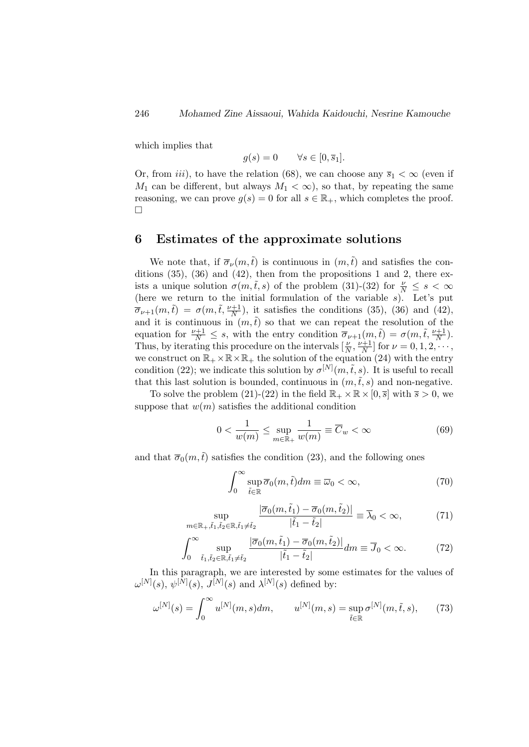which implies that

$$g(s) = 0 \qquad \forall s \in [0, \overline{s}_1].$$

Or, from *iii*), to have the relation (68), we can choose any $\overline{s}_1 < \infty$ (even if $M_1$ can be different, but always $M_1 < \infty$), so that, by repeating the same reasoning, we can prove $g(s) = 0$ for all $s \in \mathbb{R}_+$, which completes the proof. □

## 6 Estimates of the approximate solutions

We note that, if $\overline{\sigma}_\nu(m, \tilde{t})$ is continuous in $(m, \tilde{t})$ and satisfies the conditions (35), (36) and (42), then from the propositions 1 and 2, there exists a unique solution $\sigma(m, \tilde{t}, s)$ of the problem (31)-(32) for $\frac{\nu}{N} \leq s < \infty$ (here we return to the initial formulation of the variable $s$). Let's put $\overline{\sigma}_{\nu+1}(m, \tilde{t}) = \sigma(m, \tilde{t}, \frac{\nu+1}{N})$, it satisfies the conditions (35), (36) and (42), and it is continuous in $(m, \tilde{t})$ so that we can repeat the resolution of the equation for $\frac{\nu+1}{N} \leq s$, with the entry condition $\overline{\sigma}_{\nu+1}(m, \tilde{t}) = \sigma(m, \tilde{t}, \frac{\nu+1}{N})$. Thus, by iterating this procedure on the intervals $[\frac{\nu}{N}, \frac{\nu+1}{N}]$ for $\nu = 0, 1, 2, \cdots$, we construct on $\mathbb{R}_+ \times \mathbb{R} \times \mathbb{R}_+$ the solution of the equation (24) with the entry condition (22); we indicate this solution by $\sigma^{[N]}(m, \tilde{t}, s)$. It is useful to recall that this last solution is bounded, continuous in $(m, \tilde{t}, s)$ and non-negative.

To solve the problem (21)-(22) in the field $\mathbb{R}_+ \times \mathbb{R} \times [0, \overline{s}]$ with $\overline{s} > 0$, we suppose that $w(m)$ satisfies the additional condition

$$0 < \frac{1}{w(m)} \leq \sup_{m \in \mathbb{R}_+} \frac{1}{w(m)} \equiv \overline{C}_w < \infty \tag{69}$$

and that $\overline{\sigma}_0(m, \tilde{t})$ satisfies the condition (23), and the following ones

$$\int_0^\infty \sup_{\tilde{t} \in \mathbb{R}} \overline{\sigma}_0(m, \tilde{t}) dm \equiv \overline{\omega}_0 < \infty, \tag{70}$$

$$\sup_{m \in \mathbb{R}_+, \tilde{t}_1, \tilde{t}_2 \in \mathbb{R}, \tilde{t}_1 \neq \tilde{t}_2} \frac{|\overline{\sigma}_0(m, \tilde{t}_1) - \overline{\sigma}_0(m, \tilde{t}_2)|}{|\tilde{t}_1 - \tilde{t}_2|} \equiv \overline{\lambda}_0 < \infty, \tag{71}$$

$$\int_0^\infty \sup_{\tilde{t}_1, \tilde{t}_2 \in \mathbb{R}, \tilde{t}_1 \neq \tilde{t}_2} \frac{|\overline{\sigma}_0(m, \tilde{t}_1) - \overline{\sigma}_0(m, \tilde{t}_2)|}{|\tilde{t}_1 - \tilde{t}_2|} dm \equiv \overline{J}_0 < \infty. \tag{72}$$

In this paragraph, we are interested by some estimates for the values of $\omega^{[N]}(s)$, $\psi^{[N]}(s)$, $J^{[N]}(s)$ and $\lambda^{[N]}(s)$ defined by:

$$\omega^{[N]}(s) = \int_0^\infty u^{[N]}(m, s) dm, \qquad u^{[N]}(m, s) = \sup_{\tilde{t} \in \mathbb{R}} \sigma^{[N]}(m, \tilde{t}, s), \tag{73}$$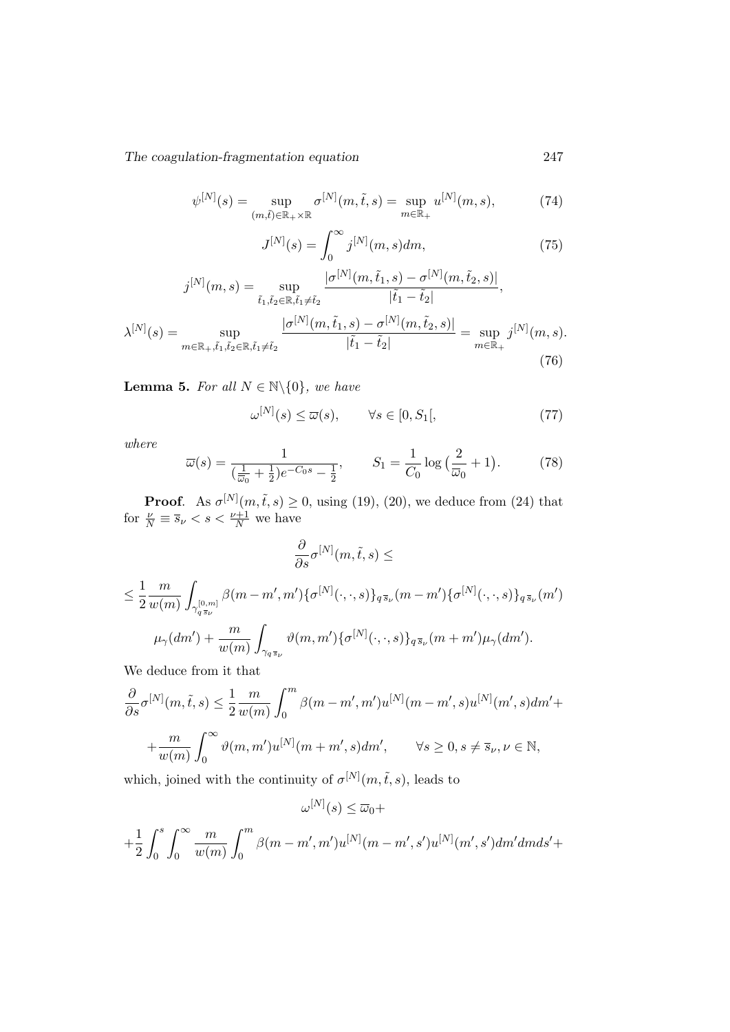$$\psi^{[N]}(s) = \sup_{(m,\tilde{t})\in\mathbb{R}_+\times\mathbb{R}} \sigma^{[N]}(m,\tilde{t},s) = \sup_{m\in\mathbb{R}_+} u^{[N]}(m,s), \tag{74}$$

$$J^{[N]}(s) = \int_0^\infty j^{[N]}(m,s)dm, \tag{75}$$

$$j^{[N]}(m,s) = \sup_{\tilde{t}_1,\tilde{t}_2\in\mathbb{R},\tilde{t}_1\neq\tilde{t}_2} \frac{|\sigma^{[N]}(m,\tilde{t}_1,s) - \sigma^{[N]}(m,\tilde{t}_2,s)|}{|\tilde{t}_1 - \tilde{t}_2|},$$

$$\lambda^{[N]}(s) = \sup_{m\in\mathbb{R}_+,\tilde{t}_1,\tilde{t}_2\in\mathbb{R},\tilde{t}_1\neq\tilde{t}_2} \frac{|\sigma^{[N]}(m,\tilde{t}_1,s) - \sigma^{[N]}(m,\tilde{t}_2,s)|}{|\tilde{t}_1 - \tilde{t}_2|} = \sup_{m\in\mathbb{R}_+} j^{[N]}(m,s). \tag{76}$$

**Lemma 5.** *For all $N \in \mathbb{N}\backslash\{0\}$, we have*

$$\omega^{[N]}(s) \leq \overline{\omega}(s), \qquad \forall s \in [0, S_1[, \tag{77}$$

*where*

$$\overline{\omega}(s) = \frac{1}{(\frac{1}{\overline{\omega}_0} + \frac{1}{2})e^{-C_0 s} - \frac{1}{2}}, \qquad S_1 = \frac{1}{C_0}\log\big(\frac{2}{\overline{\omega}_0} + 1\big). \tag{78}$$

**Proof**. As $\sigma^{[N]}(m,\tilde{t},s) \geq 0$, using (19), (20), we deduce from (24) that for $\frac{\nu}{N} \equiv \overline{s}_\nu < s < \frac{\nu+1}{N}$ we have

$$\frac{\partial}{\partial s}\sigma^{[N]}(m,\tilde{t},s) \leq$$

$$\leq \frac{1}{2}\frac{m}{w(m)}\int_{\gamma_{q\,\overline{s}_\nu}^{[0,m]}} \beta(m-m',m')\{\sigma^{[N]}(\cdot,\cdot,s)\}_{q\,\overline{s}_\nu}(m-m')\{\sigma^{[N]}(\cdot,\cdot,s)\}_{q\,\overline{s}_\nu}(m')$$

$$\mu_\gamma(dm') + \frac{m}{w(m)}\int_{\gamma_{q\,\overline{s}_\nu}} \vartheta(m,m')\{\sigma^{[N]}(\cdot,\cdot,s)\}_{q\,\overline{s}_\nu}(m+m')\mu_\gamma(dm').$$

We deduce from it that

$$\frac{\partial}{\partial s}\sigma^{[N]}(m,\tilde{t},s) \leq \frac{1}{2}\frac{m}{w(m)}\int_0^m \beta(m-m',m')u^{[N]}(m-m',s)u^{[N]}(m',s)dm' +$$

$$+\frac{m}{w(m)}\int_0^\infty \vartheta(m,m')u^{[N]}(m+m',s)dm', \qquad \forall s \geq 0, s \neq \overline{s}_\nu, \nu \in \mathbb{N},$$

which, joined with the continuity of $\sigma^{[N]}(m,\tilde{t},s)$, leads to

$$\omega^{[N]}(s) \leq \overline{\omega}_0 +$$

$$+\frac{1}{2}\int_0^s\int_0^\infty \frac{m}{w(m)}\int_0^m \beta(m-m',m')u^{[N]}(m-m',s')u^{[N]}(m',s')dm'dmds' +$$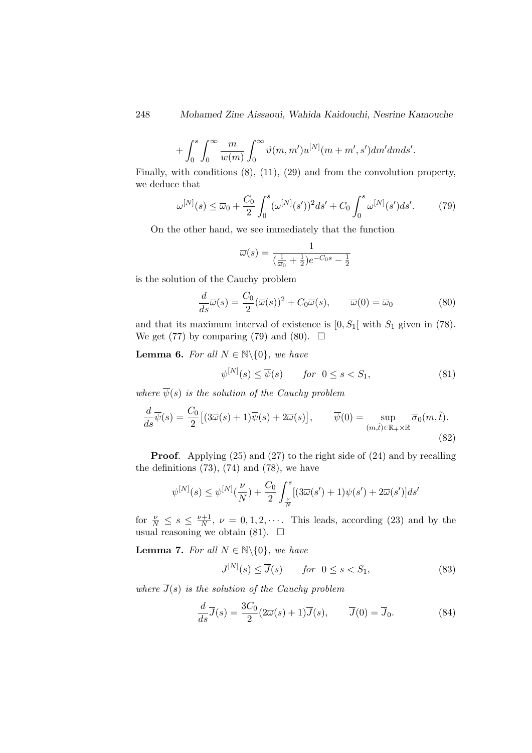$$+ \int_0^s \int_0^\infty \frac{m}{w(m)} \int_0^\infty \vartheta(m,m') u^{[N]}(m+m',s') dm' dm ds'.$$

Finally, with conditions (8), (11), (29) and from the convolution property, we deduce that

$$\omega^{[N]}(s) \le \overline{\omega}_0 + \frac{C_0}{2} \int_0^s (\omega^{[N]}(s'))^2 ds' + C_0 \int_0^s \omega^{[N]}(s') ds'. \tag{79}$$

On the other hand, we see immediately that the function

$$\overline{\omega}(s) = \frac{1}{(\frac{1}{\overline{\omega}_0} + \frac{1}{2}) e^{-C_0 s} - \frac{1}{2}}$$

is the solution of the Cauchy problem

$$\frac{d}{ds}\overline{\omega}(s) = \frac{C_0}{2} (\overline{\omega}(s))^2 + C_0 \overline{\omega}(s), \qquad \overline{\omega}(0) = \overline{\omega}_0 \tag{80}$$

and that its maximum interval of existence is $[0, S_1[$ with $S_1$ given in (78). We get (77) by comparing (79) and (80). $\square$

**Lemma 6.** *For all $N \in \mathbb{N}\backslash\{0\}$, we have*

$$\psi^{[N]}(s) \le \overline{\psi}(s) \qquad \textit{for} \;\; 0 \le s < S_1, \tag{81}$$

*where $\overline{\psi}(s)$ is the solution of the Cauchy problem*

$$\frac{d}{ds}\overline{\psi}(s) = \frac{C_0}{2}\big[(3\overline{\omega}(s)+1)\overline{\psi}(s) + 2\overline{\omega}(s)\big], \qquad \overline{\psi}(0) = \sup_{(m,\tilde{t}) \in \mathbb{R}_+ \times \mathbb{R}} \overline{\sigma}_0(m,\tilde{t}). \tag{82}$$

**Proof**. Applying (25) and (27) to the right side of (24) and by recalling the definitions (73), (74) and (78), we have

$$\psi^{[N]}(s) \le \psi^{[N]}(\frac{\nu}{N}) + \frac{C_0}{2} \int_{\frac{\nu}{N}}^s [(3\overline{\omega}(s')+1)\psi(s') + 2\overline{\omega}(s')] ds'$$

for $\frac{\nu}{N} \le s \le \frac{\nu+1}{N}$, $\nu = 0,1,2,\cdots$. This leads, according (23) and by the usual reasoning we obtain (81). $\square$

**Lemma 7.** *For all $N \in \mathbb{N}\backslash\{0\}$, we have*

$$J^{[N]}(s) \le \overline{J}(s) \qquad \textit{for} \;\; 0 \le s < S_1, \tag{83}$$

*where $\overline{J}(s)$ is the solution of the Cauchy problem*

$$\frac{d}{ds}\overline{J}(s) = \frac{3C_0}{2}(2\overline{\omega}(s)+1)\overline{J}(s), \qquad \overline{J}(0) = \overline{J}_0. \tag{84}$$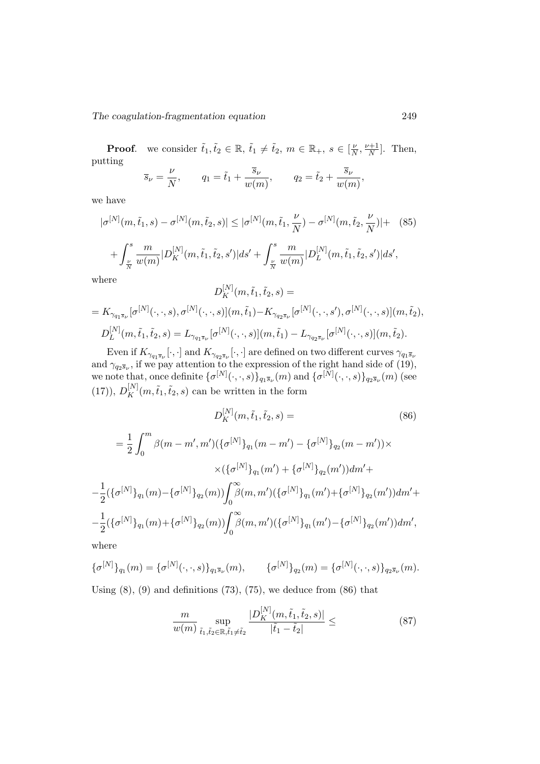**Proof**. we consider $\tilde{t}_1, \tilde{t}_2 \in \mathbb{R}$, $\tilde{t}_1 \neq \tilde{t}_2$, $m \in \mathbb{R}_+$, $s \in [\frac{\nu}{N}, \frac{\nu+1}{N}]$. Then, putting

$$\overline{s}_\nu = \frac{\nu}{N}, \qquad q_1 = \tilde{t}_1 + \frac{\overline{s}_\nu}{w(m)}, \qquad q_2 = \tilde{t}_2 + \frac{\overline{s}_\nu}{w(m)},$$

we have

$$|\sigma^{[N]}(m, \tilde{t}_1, s) - \sigma^{[N]}(m, \tilde{t}_2, s)| \leq |\sigma^{[N]}(m, \tilde{t}_1, \frac{\nu}{N}) - \sigma^{[N]}(m, \tilde{t}_2, \frac{\nu}{N})| + \tag{85}$$

$$+ \int_{\frac{\nu}{N}}^{s} \frac{m}{w(m)} |D_K^{[N]}(m, \tilde{t}_1, \tilde{t}_2, s')| ds' + \int_{\frac{\nu}{N}}^{s} \frac{m}{w(m)} |D_L^{[N]}(m, \tilde{t}_1, \tilde{t}_2, s')| ds',$$

where

$$D_K^{[N]}(m, \tilde{t}_1, \tilde{t}_2, s) =$$

$$= K_{\gamma_{q_1 \overline{s}_\nu}}[\sigma^{[N]}(\cdot, \cdot, s), \sigma^{[N]}(\cdot, \cdot, s)](m, \tilde{t}_1) - K_{\gamma_{q_2 \overline{s}_\nu}}[\sigma^{[N]}(\cdot, \cdot, s'), \sigma^{[N]}(\cdot, \cdot, s)](m, \tilde{t}_2),$$

$$D_L^{[N]}(m, \tilde{t}_1, \tilde{t}_2, s) = L_{\gamma_{q_1 \overline{s}_\nu}}[\sigma^{[N]}(\cdot, \cdot, s)](m, \tilde{t}_1) - L_{\gamma_{q_2 \overline{s}_\nu}}[\sigma^{[N]}(\cdot, \cdot, s)](m, \tilde{t}_2).$$

Even if $K_{\gamma_{q_1 \overline{s}_\nu}}[\cdot, \cdot]$ and $K_{\gamma_{q_2 \overline{s}_\nu}}[\cdot, \cdot]$ are defined on two different curves $\gamma_{q_1 \overline{s}_\nu}$ and $\gamma_{q_2 \overline{s}_\nu}$, if we pay attention to the expression of the right hand side of (19), we note that, once definite $\{\sigma^{[N]}(\cdot, \cdot, s)\}_{q_1 \overline{s}_\nu}(m)$ and $\{\sigma^{[N]}(\cdot, \cdot, s)\}_{q_2 \overline{s}_\nu}(m)$ (see (17)), $D_K^{[N]}(m, \tilde{t}_1, \tilde{t}_2, s)$ can be written in the form

$$D_K^{[N]}(m, \tilde{t}_1, \tilde{t}_2, s) = \tag{86}$$

$$= \frac{1}{2} \int_0^m \beta(m - m', m') (\{\sigma^{[N]}\}_{q_1}(m - m') - \{\sigma^{[N]}\}_{q_2}(m - m')) \times$$

$$\times (\{\sigma^{[N]}\}_{q_1}(m') + \{\sigma^{[N]}\}_{q_2}(m')) dm' +$$

$$- \frac{1}{2} (\{\sigma^{[N]}\}_{q_1}(m) - \{\sigma^{[N]}\}_{q_2}(m)) \int_0^\infty \beta(m, m') (\{\sigma^{[N]}\}_{q_1}(m') + \{\sigma^{[N]}\}_{q_2}(m')) dm' +$$

$$- \frac{1}{2} (\{\sigma^{[N]}\}_{q_1}(m) + \{\sigma^{[N]}\}_{q_2}(m)) \int_0^\infty \beta(m, m') (\{\sigma^{[N]}\}_{q_1}(m') - \{\sigma^{[N]}\}_{q_2}(m')) dm',$$

where

$$\{\sigma^{[N]}\}_{q_1}(m) = \{\sigma^{[N]}(\cdot, \cdot, s)\}_{q_1 \overline{s}_\nu}(m), \qquad \{\sigma^{[N]}\}_{q_2}(m) = \{\sigma^{[N]}(\cdot, \cdot, s)\}_{q_2 \overline{s}_\nu}(m).$$

Using (8), (9) and definitions (73), (75), we deduce from (86) that

$$\frac{m}{w(m)} \sup_{\tilde{t}_1, \tilde{t}_2 \in \mathbb{R}, \tilde{t}_1 \neq \tilde{t}_2} \frac{|D_K^{[N]}(m, \tilde{t}_1, \tilde{t}_2, s)|}{|\tilde{t}_1 - \tilde{t}_2|} \leq \tag{87}$$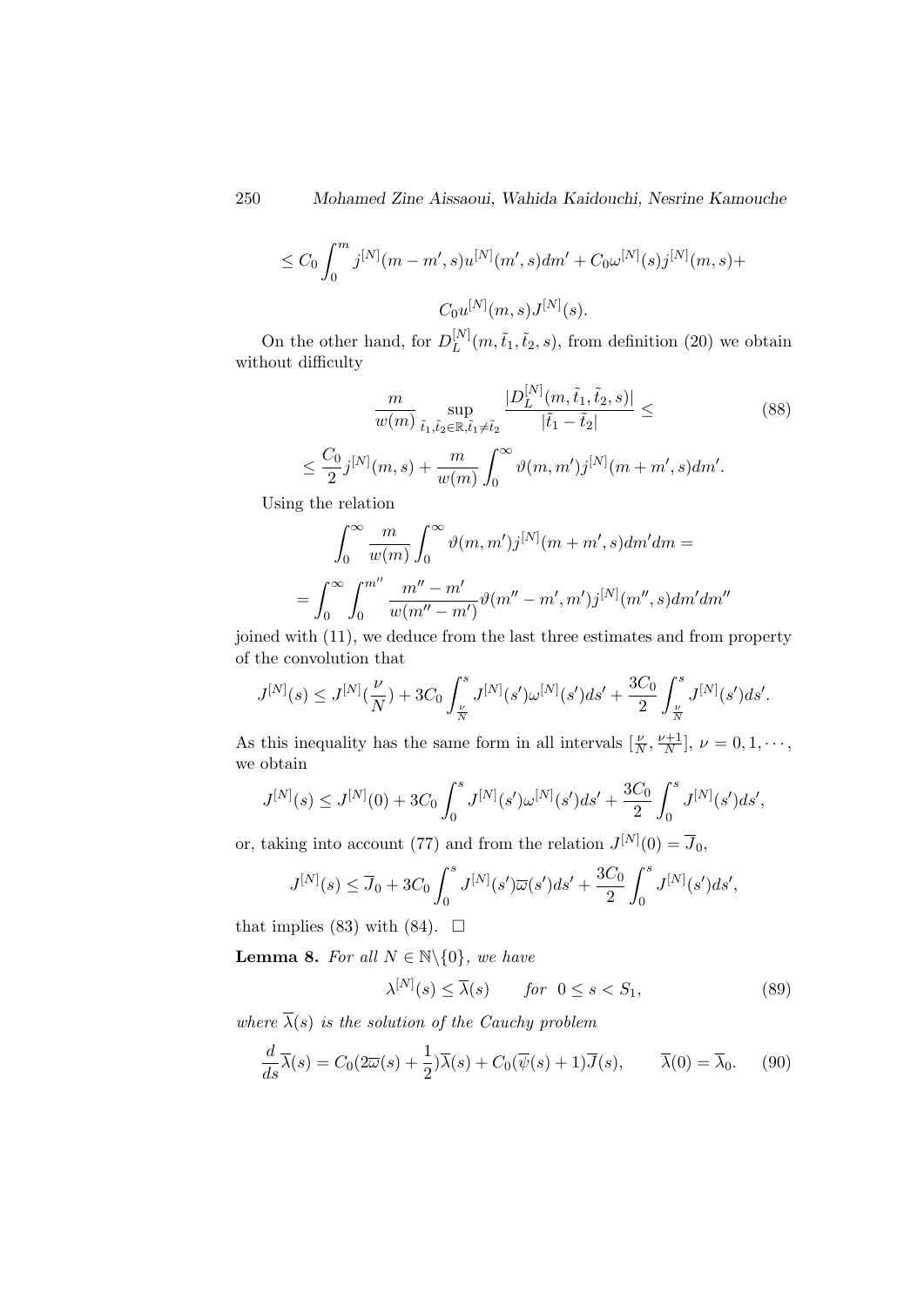$$\leq C_0 \int_0^m j^{[N]}(m-m',s)u^{[N]}(m',s)dm' + C_0\omega^{[N]}(s)j^{[N]}(m,s) +$$

$$C_0 u^{[N]}(m,s)J^{[N]}(s).$$

On the other hand, for $D_L^{[N]}(m,\tilde{t}_1,\tilde{t}_2,s)$, from definition (20) we obtain without difficulty

$$\frac{m}{w(m)} \sup_{\tilde{t}_1,\tilde{t}_2\in\mathbb{R},\tilde{t}_1\neq\tilde{t}_2} \frac{|D_L^{[N]}(m,\tilde{t}_1,\tilde{t}_2,s)|}{|\tilde{t}_1-\tilde{t}_2|} \leq \tag{88}$$

$$\leq \frac{C_0}{2} j^{[N]}(m,s) + \frac{m}{w(m)} \int_0^\infty \vartheta(m,m')j^{[N]}(m+m',s)dm'.$$

Using the relation

$$\int_0^\infty \frac{m}{w(m)} \int_0^\infty \vartheta(m,m')j^{[N]}(m+m',s)dm'dm =$$

$$= \int_0^\infty \int_0^{m''} \frac{m''-m'}{w(m''-m')} \vartheta(m''-m',m')j^{[N]}(m'',s)dm'dm''$$

joined with (11), we deduce from the last three estimates and from property of the convolution that

$$J^{[N]}(s) \leq J^{[N]}(\frac{\nu}{N}) + 3C_0 \int_{\frac{\nu}{N}}^s J^{[N]}(s')\omega^{[N]}(s')ds' + \frac{3C_0}{2}\int_{\frac{\nu}{N}}^s J^{[N]}(s')ds'.$$

As this inequality has the same form in all intervals $[\frac{\nu}{N},\frac{\nu+1}{N}]$, $\nu = 0,1,\cdots$, we obtain

$$J^{[N]}(s) \leq J^{[N]}(0) + 3C_0 \int_0^s J^{[N]}(s')\omega^{[N]}(s')ds' + \frac{3C_0}{2}\int_0^s J^{[N]}(s')ds',$$

or, taking into account (77) and from the relation $J^{[N]}(0) = \overline{J}_0$,

$$J^{[N]}(s) \leq \overline{J}_0 + 3C_0 \int_0^s J^{[N]}(s')\overline{\omega}(s')ds' + \frac{3C_0}{2}\int_0^s J^{[N]}(s')ds',$$

that implies (83) with (84). $\square$

**Lemma 8.** *For all $N \in \mathbb{N}\backslash\{0\}$, we have*

$$\lambda^{[N]}(s) \leq \overline{\lambda}(s) \qquad \text{for} \quad 0 \leq s < S_1, \tag{89}$$

*where $\overline{\lambda}(s)$ is the solution of the Cauchy problem*

$$\frac{d}{ds}\overline{\lambda}(s) = C_0(2\overline{\omega}(s)+\frac{1}{2})\overline{\lambda}(s) + C_0(\overline{\psi}(s)+1)\overline{J}(s), \qquad \overline{\lambda}(0) = \overline{\lambda}_0. \tag{90}$$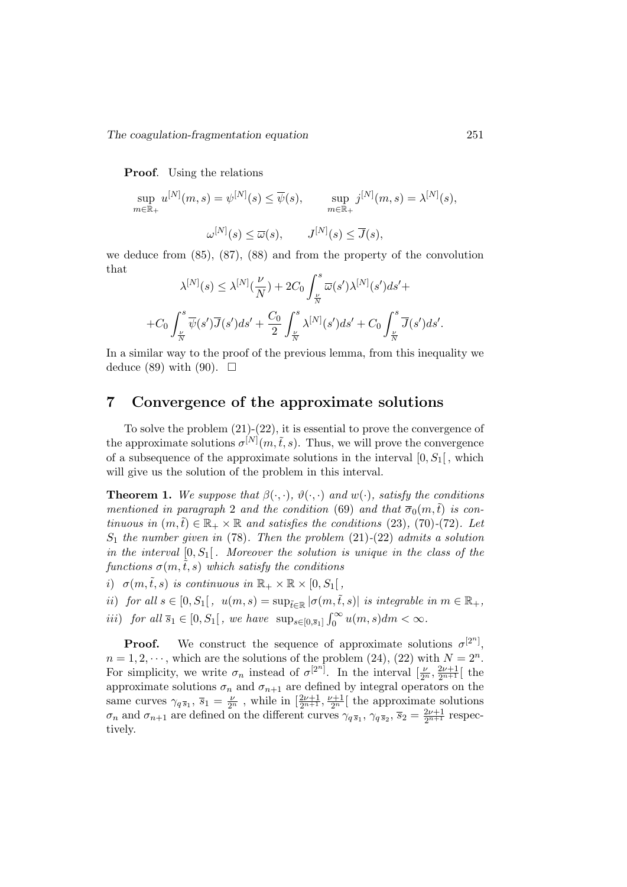**Proof**. Using the relations

$$\sup_{m\in\mathbb{R}_+} u^{[N]}(m,s) = \psi^{[N]}(s) \leq \overline{\psi}(s), \qquad \sup_{m\in\mathbb{R}_+} j^{[N]}(m,s) = \lambda^{[N]}(s),$$

$$\omega^{[N]}(s) \leq \overline{\varpi}(s), \qquad J^{[N]}(s) \leq \overline{J}(s),$$

we deduce from (85), (87), (88) and from the property of the convolution that

$$\lambda^{[N]}(s) \leq \lambda^{[N]}(\frac{\nu}{N}) + 2C_0 \int_{\frac{\nu}{N}}^{s} \overline{\varpi}(s')\lambda^{[N]}(s')ds' +$$

$$+C_0 \int_{\frac{\nu}{N}}^{s} \overline{\psi}(s')\overline{J}(s')ds' + \frac{C_0}{2}\int_{\frac{\nu}{N}}^{s} \lambda^{[N]}(s')ds' + C_0 \int_{\frac{\nu}{N}}^{s} \overline{J}(s')ds'.$$

In a similar way to the proof of the previous lemma, from this inequality we deduce (89) with (90). $\square$

## 7 Convergence of the approximate solutions

To solve the problem (21)-(22), it is essential to prove the convergence of the approximate solutions $\sigma^{[N]}(m,\tilde{t},s)$. Thus, we will prove the convergence of a subsequence of the approximate solutions in the interval $[0,S_1[$, which will give us the solution of the problem in this interval.

**Theorem 1.** *We suppose that $\beta(\cdot,\cdot)$, $\vartheta(\cdot,\cdot)$ and $w(\cdot)$, satisfy the conditions mentioned in paragraph 2 and the condition (69) and that $\overline{\sigma}_0(m,\tilde{t})$ is continuous in $(m,\tilde{t}) \in \mathbb{R}_+ \times \mathbb{R}$ and satisfies the conditions (23), (70)-(72). Let $S_1$ the number given in (78). Then the problem (21)-(22) admits a solution in the interval $[0,S_1[$. Moreover the solution is unique in the class of the functions $\sigma(m,\tilde{t},s)$ which satisfy the conditions*

*i) $\sigma(m,\tilde{t},s)$ is continuous in $\mathbb{R}_+ \times \mathbb{R} \times [0,S_1[$,*

*ii) for all $s \in [0,S_1[$, $u(m,s) = \sup_{\tilde{t}\in\mathbb{R}} |\sigma(m,\tilde{t},s)|$ is integrable in $m \in \mathbb{R}_+$,*

*iii) for all $\overline{s}_1 \in [0,S_1[$, we have $\sup_{s\in[0,\overline{s}_1]} \int_0^\infty u(m,s)dm < \infty$.*

**Proof.** We construct the sequence of approximate solutions $\sigma^{[2^n]}$, $n = 1,2,\cdots$, which are the solutions of the problem (24), (22) with $N = 2^n$. For simplicity, we write $\sigma_n$ instead of $\sigma^{[2^n]}$. In the interval $[\frac{\nu}{2^n}, \frac{2\nu+1}{2^{n+1}}[$ the approximate solutions $\sigma_n$ and $\sigma_{n+1}$ are defined by integral operators on the same curves $\gamma_{q\,\overline{s}_1}$, $\overline{s}_1 = \frac{\nu}{2^n}$ , while in $[\frac{2\nu+1}{2^{n+1}}, \frac{\nu+1}{2^n}[$ the approximate solutions $\sigma_n$ and $\sigma_{n+1}$ are defined on the different curves $\gamma_{q\,\overline{s}_1}$, $\gamma_{q\,\overline{s}_2}$, $\overline{s}_2 = \frac{2\nu+1}{2^{n+1}}$ respectively.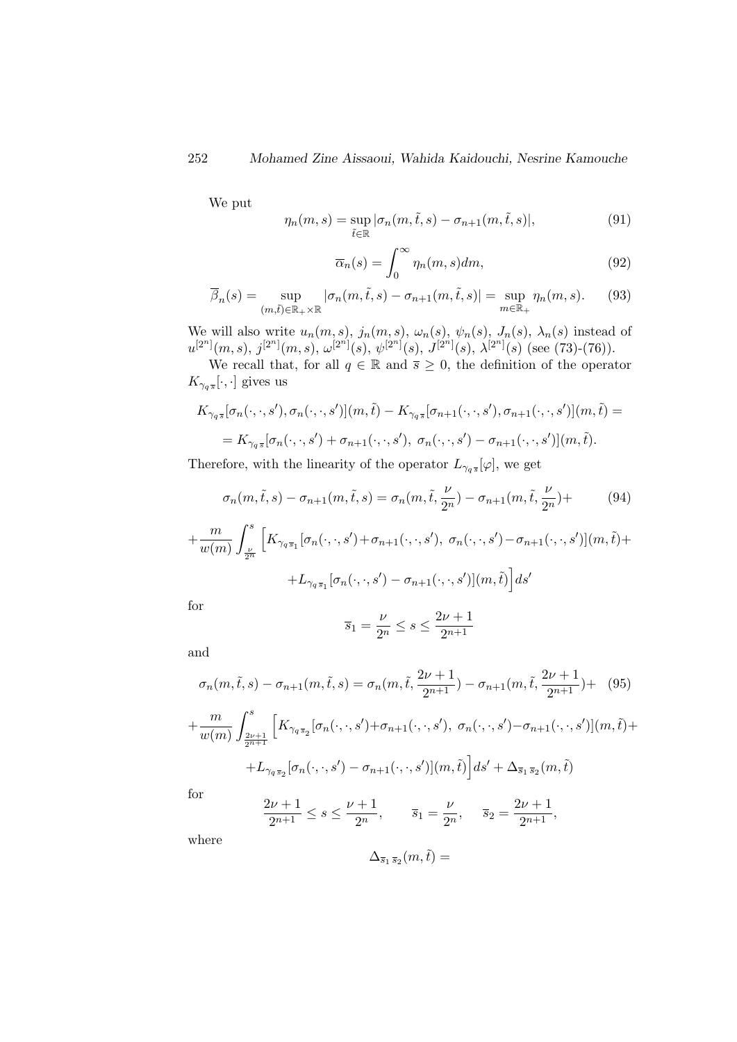We put

$$\eta_n(m,s) = \sup_{\tilde{t}\in\mathbb{R}} |\sigma_n(m,\tilde{t},s) - \sigma_{n+1}(m,\tilde{t},s)|, \tag{91}$$

$$\overline{\alpha}_n(s) = \int_0^\infty \eta_n(m,s)dm, \tag{92}$$

$$\overline{\beta}_n(s) = \sup_{(m,\tilde{t})\in\mathbb{R}_+\times\mathbb{R}} |\sigma_n(m,\tilde{t},s) - \sigma_{n+1}(m,\tilde{t},s)| = \sup_{m\in\mathbb{R}_+} \eta_n(m,s). \tag{93}$$

We will also write $u_n(m,s)$, $j_n(m,s)$, $\omega_n(s)$, $\psi_n(s)$, $J_n(s)$, $\lambda_n(s)$ instead of $u^{[2^n]}(m,s)$, $j^{[2^n]}(m,s)$, $\omega^{[2^n]}(s)$, $\psi^{[2^n]}(s)$, $J^{[2^n]}(s)$, $\lambda^{[2^n]}(s)$ (see (73)-(76)).

We recall that, for all $q \in \mathbb{R}$ and $\overline{s} \geq 0$, the definition of the operator $K_{\gamma_q \overline{s}}[\cdot,\cdot]$ gives us

$$K_{\gamma_q \overline{s}}[\sigma_n(\cdot,\cdot,s'),\sigma_n(\cdot,\cdot,s')](m,\tilde{t}) - K_{\gamma_q \overline{s}}[\sigma_{n+1}(\cdot,\cdot,s'),\sigma_{n+1}(\cdot,\cdot,s')](m,\tilde{t}) =$$

$$= K_{\gamma_q \overline{s}}[\sigma_n(\cdot,\cdot,s') + \sigma_{n+1}(\cdot,\cdot,s'),\ \sigma_n(\cdot,\cdot,s') - \sigma_{n+1}(\cdot,\cdot,s')](m,\tilde{t}).$$

Therefore, with the linearity of the operator $L_{\gamma_q \overline{s}}[\varphi]$, we get

$$\sigma_n(m,\tilde{t},s) - \sigma_{n+1}(m,\tilde{t},s) = \sigma_n(m,\tilde{t},\frac{\nu}{2^n}) - \sigma_{n+1}(m,\tilde{t},\frac{\nu}{2^n}) + \tag{94}$$

$$+\frac{m}{w(m)}\int_{\frac{\nu}{2^n}}^{s}\Big[K_{\gamma_q \overline{s}_1}[\sigma_n(\cdot,\cdot,s')+\sigma_{n+1}(\cdot,\cdot,s'),\ \sigma_n(\cdot,\cdot,s')-\sigma_{n+1}(\cdot,\cdot,s')](m,\tilde{t})+$$

$$+L_{\gamma_q \overline{s}_1}[\sigma_n(\cdot,\cdot,s') - \sigma_{n+1}(\cdot,\cdot,s')](m,\tilde{t})\Big]ds'$$

for

$$\overline{s}_1 = \frac{\nu}{2^n} \leq s \leq \frac{2\nu+1}{2^{n+1}}$$

and

$$\sigma_n(m,\tilde{t},s) - \sigma_{n+1}(m,\tilde{t},s) = \sigma_n(m,\tilde{t},\frac{2\nu+1}{2^{n+1}}) - \sigma_{n+1}(m,\tilde{t},\frac{2\nu+1}{2^{n+1}}) + \tag{95}$$

$$+\frac{m}{w(m)}\int_{\frac{2\nu+1}{2^{n+1}}}^{s}\Big[K_{\gamma_q \overline{s}_2}[\sigma_n(\cdot,\cdot,s')+\sigma_{n+1}(\cdot,\cdot,s'),\ \sigma_n(\cdot,\cdot,s')-\sigma_{n+1}(\cdot,\cdot,s')](m,\tilde{t})+$$

$$+L_{\gamma_q \overline{s}_2}[\sigma_n(\cdot,\cdot,s') - \sigma_{n+1}(\cdot,\cdot,s')](m,\tilde{t})\Big]ds' + \Delta_{\overline{s}_1\,\overline{s}_2}(m,\tilde{t})$$

for

$$\frac{2\nu+1}{2^{n+1}} \leq s \leq \frac{\nu+1}{2^n}, \qquad \overline{s}_1 = \frac{\nu}{2^n}, \quad \overline{s}_2 = \frac{2\nu+1}{2^{n+1}},$$

where

$$\Delta_{\overline{s}_1\,\overline{s}_2}(m,\tilde{t}) =$$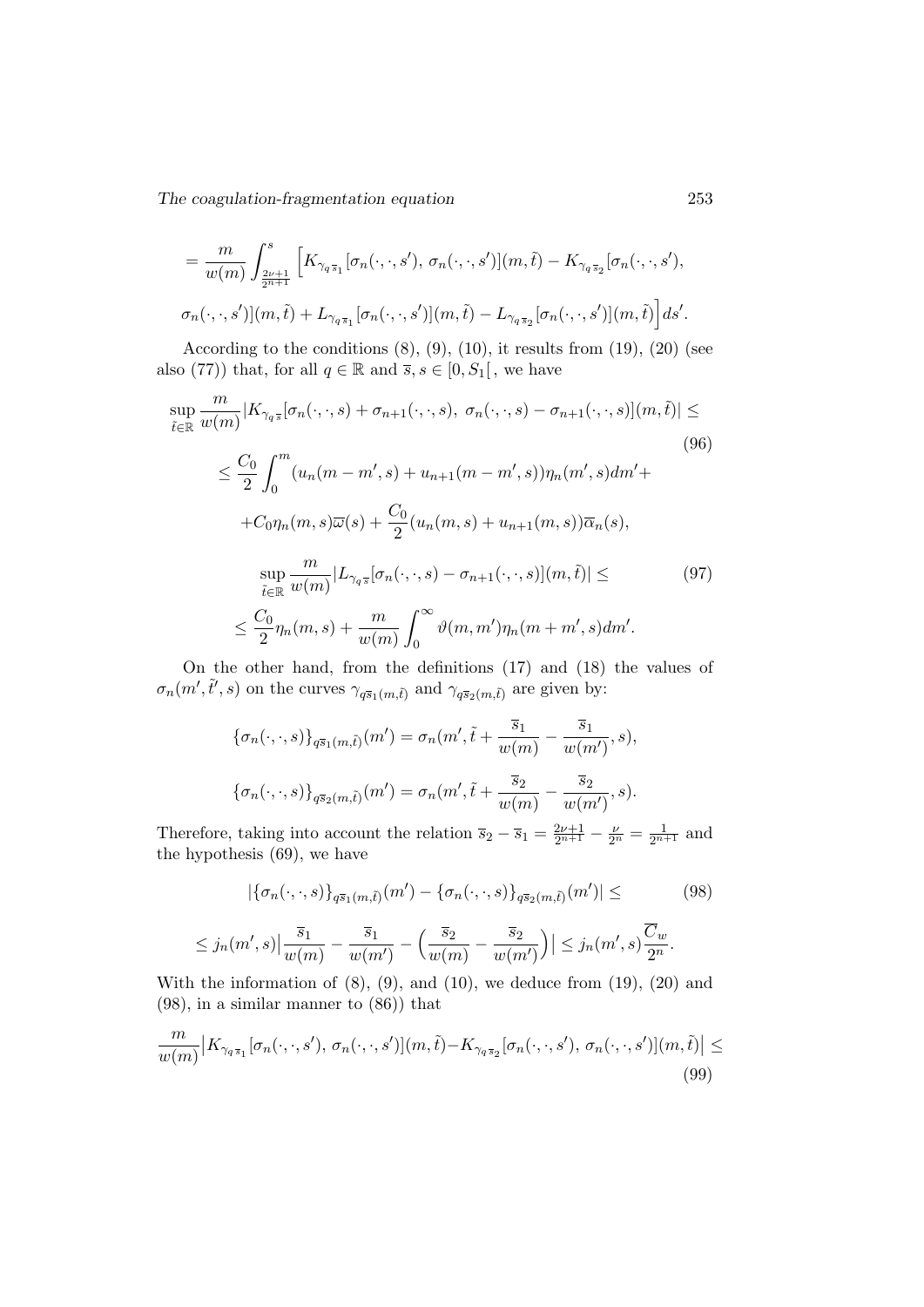$$= \frac{m}{w(m)} \int_{\frac{2\nu+1}{2^{n+1}}}^{s} \Big[ K_{\gamma_{q\,\overline{s}_1}}[\sigma_n(\cdot,\cdot,s'),\, \sigma_n(\cdot,\cdot,s')](m,\tilde{t}) - K_{\gamma_{q\,\overline{s}_2}}[\sigma_n(\cdot,\cdot,s'),$$

$$\sigma_n(\cdot,\cdot,s')](m,\tilde{t}) + L_{\gamma_{q\,\overline{s}_1}}[\sigma_n(\cdot,\cdot,s')](m,\tilde{t}) - L_{\gamma_{q\,\overline{s}_2}}[\sigma_n(\cdot,\cdot,s')](m,\tilde{t}) \Big] ds'.$$

According to the conditions (8), (9), (10), it results from (19), (20) (see also (77)) that, for all $q \in \mathbb{R}$ and $\overline{s}, s \in [0, S_1[$, we have

$$\sup_{\tilde{t}\in\mathbb{R}} \frac{m}{w(m)} |K_{\gamma_{q\,\overline{s}}}[\sigma_n(\cdot,\cdot,s) + \sigma_{n+1}(\cdot,\cdot,s),\, \sigma_n(\cdot,\cdot,s) - \sigma_{n+1}(\cdot,\cdot,s)](m,\tilde{t})| \leq \tag{96}$$

$$\leq \frac{C_0}{2} \int_0^m (u_n(m-m',s) + u_{n+1}(m-m',s))\eta_n(m',s)dm' +$$

$$+ C_0 \eta_n(m,s)\overline{\omega}(s) + \frac{C_0}{2}(u_n(m,s) + u_{n+1}(m,s))\overline{\alpha}_n(s),$$

$$\sup_{\tilde{t}\in\mathbb{R}} \frac{m}{w(m)} |L_{\gamma_{q\,\overline{s}}}[\sigma_n(\cdot,\cdot,s) - \sigma_{n+1}(\cdot,\cdot,s)](m,\tilde{t})| \leq \tag{97}$$

$$\leq \frac{C_0}{2}\eta_n(m,s) + \frac{m}{w(m)} \int_0^\infty \vartheta(m,m')\eta_n(m+m',s)dm'.$$

On the other hand, from the definitions (17) and (18) the values of $\sigma_n(m',\tilde{t}',s)$ on the curves $\gamma_{q\overline{s}_1(m,\tilde{t})}$ and $\gamma_{q\overline{s}_2(m,\tilde{t})}$ are given by:

$$\{\sigma_n(\cdot,\cdot,s)\}_{q\overline{s}_1(m,\tilde{t})}(m') = \sigma_n(m', \tilde{t} + \frac{\overline{s}_1}{w(m)} - \frac{\overline{s}_1}{w(m')}, s),$$

$$\{\sigma_n(\cdot,\cdot,s)\}_{q\overline{s}_2(m,\tilde{t})}(m') = \sigma_n(m', \tilde{t} + \frac{\overline{s}_2}{w(m)} - \frac{\overline{s}_2}{w(m')}, s).$$

Therefore, taking into account the relation $\overline{s}_2 - \overline{s}_1 = \frac{2\nu+1}{2^{n+1}} - \frac{\nu}{2^n} = \frac{1}{2^{n+1}}$ and the hypothesis (69), we have

$$|\{\sigma_n(\cdot,\cdot,s)\}_{q\overline{s}_1(m,\tilde{t})}(m') - \{\sigma_n(\cdot,\cdot,s)\}_{q\overline{s}_2(m,\tilde{t})}(m')| \leq \tag{98}$$

$$\leq j_n(m',s)\Big|\frac{\overline{s}_1}{w(m)} - \frac{\overline{s}_1}{w(m')} - \Big(\frac{\overline{s}_2}{w(m)} - \frac{\overline{s}_2}{w(m')}\Big)\Big| \leq j_n(m',s)\frac{\overline{C}_w}{2^n}.$$

With the information of (8), (9), and (10), we deduce from (19), (20) and (98), in a similar manner to (86)) that

$$\frac{m}{w(m)}\big|K_{\gamma_{q\,\overline{s}_1}}[\sigma_n(\cdot,\cdot,s'),\, \sigma_n(\cdot,\cdot,s')](m,\tilde{t}) - K_{\gamma_{q\,\overline{s}_2}}[\sigma_n(\cdot,\cdot,s'),\, \sigma_n(\cdot,\cdot,s')](m,\tilde{t})\big| \leq \tag{99}$$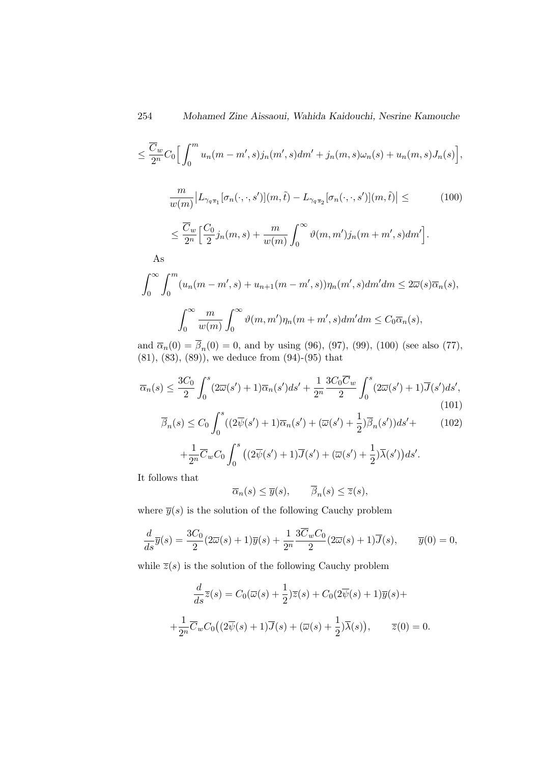$$\leq \frac{\overline{C}_w}{2^n} C_0 \Big[ \int_0^m u_n(m-m',s) j_n(m',s) dm' + j_n(m,s)\omega_n(s) + u_n(m,s) J_n(s) \Big],$$

$$\frac{m}{w(m)} \big| L_{\gamma_q \overline{s}_1}[\sigma_n(\cdot,\cdot,s')](m,\tilde{t}) - L_{\gamma_q \overline{s}_2}[\sigma_n(\cdot,\cdot,s')](m,\tilde{t}) \big| \leq \tag{100}$$

$$\leq \frac{\overline{C}_w}{2^n} \Big[ \frac{C_0}{2} j_n(m,s) + \frac{m}{w(m)} \int_0^\infty \vartheta(m,m') j_n(m+m',s) dm' \Big].$$

As

$$\int_0^\infty \int_0^m (u_n(m-m',s) + u_{n+1}(m-m',s)) \eta_n(m',s) dm' dm \leq 2\overline{\omega}(s) \overline{\alpha}_n(s),$$

$$\int_0^\infty \frac{m}{w(m)} \int_0^\infty \vartheta(m,m') \eta_n(m+m',s) dm' dm \leq C_0 \overline{\alpha}_n(s),$$

and $\overline{\alpha}_n(0) = \overline{\beta}_n(0) = 0$, and by using (96), (97), (99), (100) (see also (77), (81), (83), (89)), we deduce from (94)-(95) that

$$\overline{\alpha}_n(s) \leq \frac{3C_0}{2} \int_0^s (2\overline{\omega}(s') + 1) \overline{\alpha}_n(s') ds' + \frac{1}{2^n} \frac{3C_0 \overline{C}_w}{2} \int_0^s (2\overline{\omega}(s') + 1) \overline{J}(s') ds', \tag{101}$$

$$\overline{\beta}_n(s) \leq C_0 \int_0^s ((2\overline{\psi}(s') + 1) \overline{\alpha}_n(s') + (\overline{\omega}(s') + \frac{1}{2}) \overline{\beta}_n(s')) ds' + \tag{102}$$

$$+ \frac{1}{2^n} \overline{C}_w C_0 \int_0^s \big( (2\overline{\psi}(s') + 1) \overline{J}(s') + (\overline{\omega}(s') + \frac{1}{2}) \overline{\lambda}(s') \big) ds'.$$

It follows that

$$\overline{\alpha}_n(s) \leq \overline{y}(s), \qquad \overline{\beta}_n(s) \leq \overline{z}(s),$$

where $\overline{y}(s)$ is the solution of the following Cauchy problem

$$\frac{d}{ds} \overline{y}(s) = \frac{3C_0}{2} (2\overline{\omega}(s) + 1) \overline{y}(s) + \frac{1}{2^n} \frac{3\overline{C}_w C_0}{2} (2\overline{\omega}(s) + 1) \overline{J}(s), \qquad \overline{y}(0) = 0,$$

while $\overline{z}(s)$ is the solution of the following Cauchy problem

$$\frac{d}{ds} \overline{z}(s) = C_0 (\overline{\omega}(s) + \frac{1}{2}) \overline{z}(s) + C_0 (2\overline{\psi}(s) + 1) \overline{y}(s) +$$

$$+ \frac{1}{2^n} \overline{C}_w C_0 \big( (2\overline{\psi}(s) + 1) \overline{J}(s) + (\overline{\omega}(s) + \frac{1}{2}) \overline{\lambda}(s) \big), \qquad \overline{z}(0) = 0.$$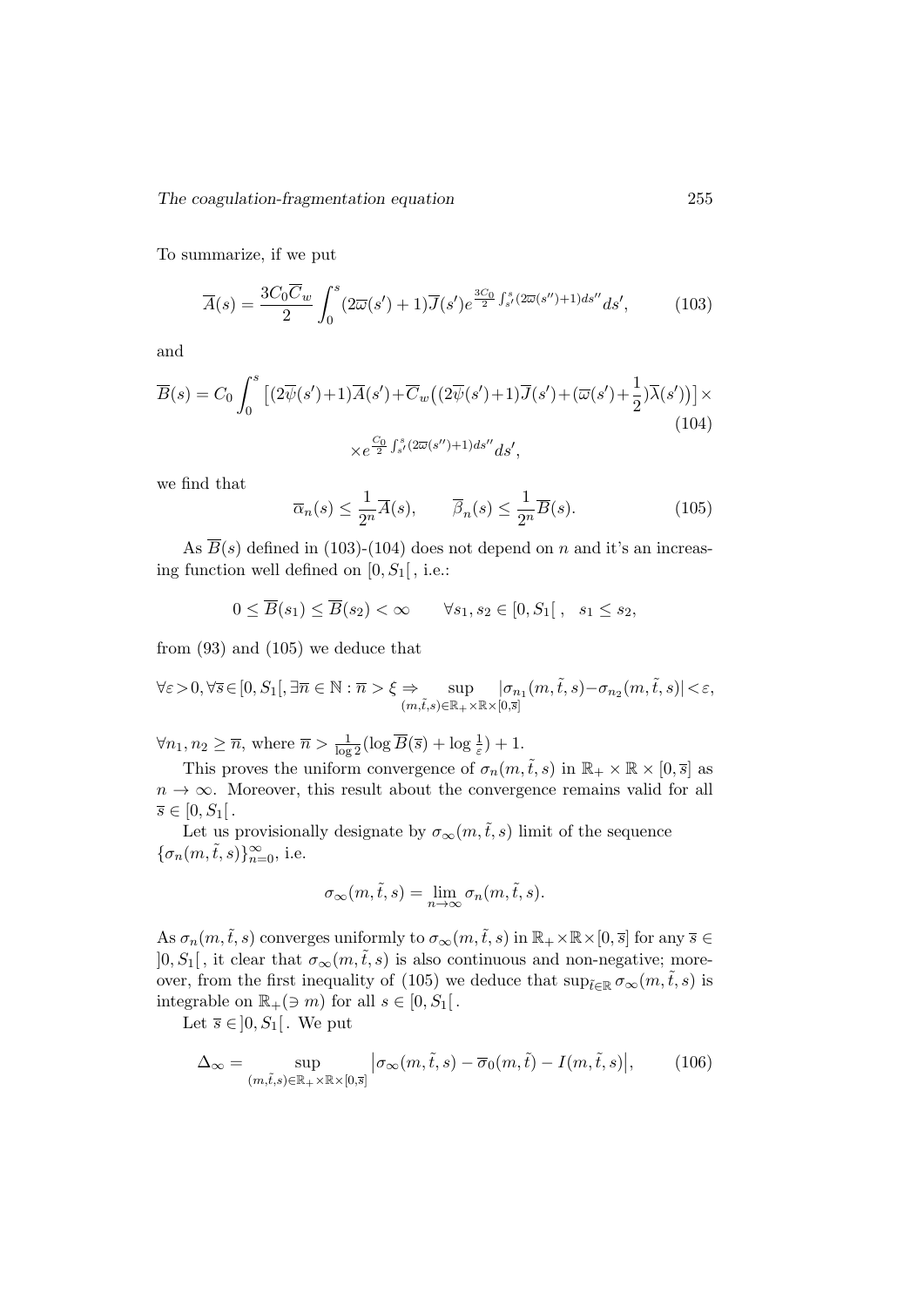To summarize, if we put

$$\overline{A}(s) = \frac{3C_0\overline{C}_w}{2}\int_0^s (2\overline{\varpi}(s')+1)\overline{J}(s')e^{\frac{3C_0}{2}\int_{s'}^s (2\overline{\varpi}(s'')+1)ds''}ds', \tag{103}$$

and

$$\overline{B}(s) = C_0\int_0^s \big[(2\overline{\psi}(s')+1)\overline{A}(s')+\overline{C}_w\big((2\overline{\psi}(s')+1)\overline{J}(s')+(\overline{\varpi}(s')+\frac{1}{2})\overline{\lambda}(s')\big)\big]\times \tag{104}$$
$$\times e^{\frac{C_0}{2}\int_{s'}^s (2\overline{\varpi}(s'')+1)ds''}ds',$$

we find that

$$\overline{\alpha}_n(s) \leq \frac{1}{2^n}\overline{A}(s), \qquad \overline{\beta}_n(s) \leq \frac{1}{2^n}\overline{B}(s). \tag{105}$$

As $\overline{B}(s)$ defined in (103)-(104) does not depend on $n$ and it's an increasing function well defined on $[0, S_1[$ , i.e.:

$$0 \leq \overline{B}(s_1) \leq \overline{B}(s_2) < \infty \qquad \forall s_1, s_2 \in [0, S_1[\,, \quad s_1 \leq s_2,$$

from (93) and (105) we deduce that

$$\forall \varepsilon > 0, \forall \overline{s} \in [0, S_1[, \exists \overline{n} \in \mathbb{N} : \overline{n} > \xi \Rightarrow \sup_{(m,\tilde{t},s)\in\mathbb{R}_+\times\mathbb{R}\times[0,\overline{s}]} |\sigma_{n_1}(m,\tilde{t},s) - \sigma_{n_2}(m,\tilde{t},s)| < \varepsilon,$$

$\forall n_1, n_2 \geq \overline{n}$, where $\overline{n} > \frac{1}{\log 2}(\log \overline{B}(\overline{s}) + \log\frac{1}{\varepsilon}) + 1$.

This proves the uniform convergence of $\sigma_n(m,\tilde{t},s)$ in $\mathbb{R}_+ \times \mathbb{R} \times [0, \overline{s}]$ as $n \to \infty$. Moreover, this result about the convergence remains valid for all $\overline{s} \in [0, S_1[$ .

Let us provisionally designate by $\sigma_\infty(m,\tilde{t},s)$ limit of the sequence $\{\sigma_n(m,\tilde{t},s)\}_{n=0}^\infty$, i.e.

$$\sigma_\infty(m,\tilde{t},s) = \lim_{n\to\infty} \sigma_n(m,\tilde{t},s).$$

As $\sigma_n(m,\tilde{t},s)$ converges uniformly to $\sigma_\infty(m,\tilde{t},s)$ in $\mathbb{R}_+\times\mathbb{R}\times[0,\overline{s}]$ for any $\overline{s} \in\, ]0, S_1[$ , it clear that $\sigma_\infty(m,\tilde{t},s)$ is also continuous and non-negative; moreover, from the first inequality of (105) we deduce that $\sup_{\tilde{t}\in\mathbb{R}} \sigma_\infty(m,\tilde{t},s)$ is integrable on $\mathbb{R}_+ (\ni m)$ for all $s \in [0, S_1[$ .

Let $\overline{s} \in\, ]0, S_1[$ . We put

$$\Delta_\infty = \sup_{(m,\tilde{t},s)\in\mathbb{R}_+\times\mathbb{R}\times[0,\overline{s}]} \big|\sigma_\infty(m,\tilde{t},s) - \overline{\sigma}_0(m,\tilde{t}) - I(m,\tilde{t},s)\big|, \tag{106}$$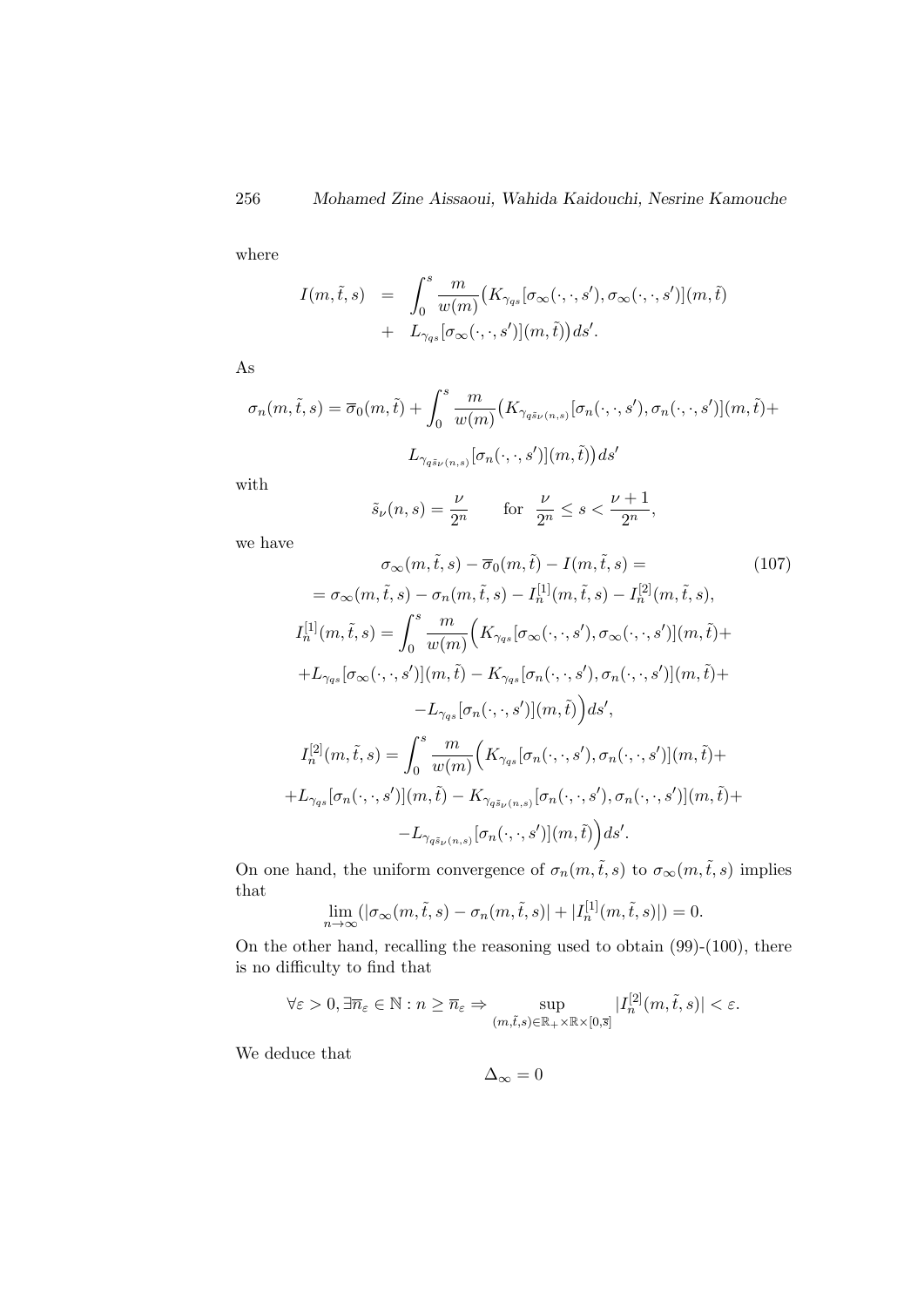where

$$
\begin{aligned}
I(m,\tilde{t},s) &= \int_0^s \frac{m}{w(m)}\big(K_{\gamma_{qs}}[\sigma_\infty(\cdot,\cdot,s'),\sigma_\infty(\cdot,\cdot,s')](m,\tilde{t}) \\
&+ L_{\gamma_{qs}}[\sigma_\infty(\cdot,\cdot,s')](m,\tilde{t})\big)ds'.
\end{aligned}
$$

As

$$
\sigma_n(m,\tilde{t},s) = \overline{\sigma}_0(m,\tilde{t}) + \int_0^s \frac{m}{w(m)}\big(K_{\gamma_{q\tilde{s}_\nu(n,s)}}[\sigma_n(\cdot,\cdot,s'),\sigma_n(\cdot,\cdot,s')](m,\tilde{t})+
$$

$$
L_{\gamma_{q\tilde{s}_\nu(n,s)}}[\sigma_n(\cdot,\cdot,s')](m,\tilde{t})\big)ds'
$$

with

$$
\tilde{s}_\nu(n,s) = \frac{\nu}{2^n} \qquad \text{for } \frac{\nu}{2^n} \le s < \frac{\nu+1}{2^n},
$$

we have

$$
\sigma_\infty(m,\tilde{t},s) - \overline{\sigma}_0(m,\tilde{t}) - I(m,\tilde{t},s) = \tag{107}
$$

$$
= \sigma_\infty(m,\tilde{t},s) - \sigma_n(m,\tilde{t},s) - I_n^{[1]}(m,\tilde{t},s) - I_n^{[2]}(m,\tilde{t},s),
$$

$$
I_n^{[1]}(m,\tilde{t},s) = \int_0^s \frac{m}{w(m)}\Big(K_{\gamma_{qs}}[\sigma_\infty(\cdot,\cdot,s'),\sigma_\infty(\cdot,\cdot,s')](m,\tilde{t})+
$$

$$
+L_{\gamma_{qs}}[\sigma_\infty(\cdot,\cdot,s')](m,\tilde{t}) - K_{\gamma_{qs}}[\sigma_n(\cdot,\cdot,s'),\sigma_n(\cdot,\cdot,s')](m,\tilde{t})+
$$

$$
-L_{\gamma_{qs}}[\sigma_n(\cdot,\cdot,s')](m,\tilde{t})\Big)ds',
$$

$$
I_n^{[2]}(m,\tilde{t},s) = \int_0^s \frac{m}{w(m)}\Big(K_{\gamma_{qs}}[\sigma_n(\cdot,\cdot,s'),\sigma_n(\cdot,\cdot,s')](m,\tilde{t})+
$$

$$
+L_{\gamma_{qs}}[\sigma_n(\cdot,\cdot,s')](m,\tilde{t}) - K_{\gamma_{q\tilde{s}_\nu(n,s)}}[\sigma_n(\cdot,\cdot,s'),\sigma_n(\cdot,\cdot,s')](m,\tilde{t})+
$$

$$
-L_{\gamma_{q\tilde{s}_\nu(n,s)}}[\sigma_n(\cdot,\cdot,s')](m,\tilde{t})\Big)ds'.
$$

On one hand, the uniform convergence of $\sigma_n(m,\tilde{t},s)$ to $\sigma_\infty(m,\tilde{t},s)$ implies that

$$
\lim_{n\to\infty}(|\sigma_\infty(m,\tilde{t},s) - \sigma_n(m,\tilde{t},s)| + |I_n^{[1]}(m,\tilde{t},s)|) = 0.
$$

On the other hand, recalling the reasoning used to obtain (99)-(100), there is no difficulty to find that

$$
\forall \varepsilon > 0, \exists \overline{n}_\varepsilon \in \mathbb{N} : n \ge \overline{n}_\varepsilon \Rightarrow \sup_{(m,\tilde{t},s)\in\mathbb{R}_+\times\mathbb{R}\times[0,\overline{s}]} |I_n^{[2]}(m,\tilde{t},s)| < \varepsilon.
$$

We deduce that

$$
\Delta_\infty = 0
$$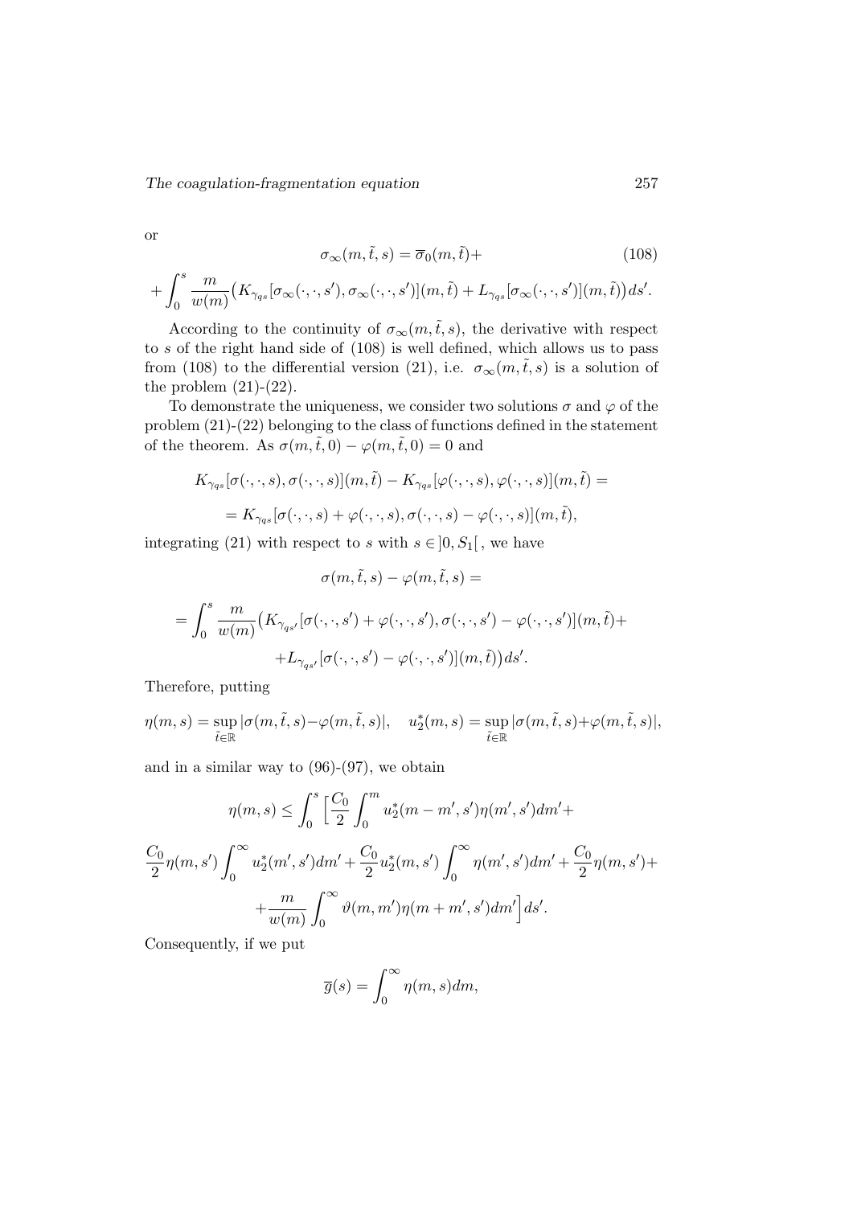or

$$\sigma_\infty(m,\tilde t,s)=\overline{\sigma}_0(m,\tilde t)+ \tag{108}$$

$$+\int_0^s \frac{m}{w(m)}\big(K_{\gamma_{qs}}[\sigma_\infty(\cdot,\cdot,s'),\sigma_\infty(\cdot,\cdot,s')](m,\tilde t)+L_{\gamma_{qs}}[\sigma_\infty(\cdot,\cdot,s')](m,\tilde t)\big)ds'.$$

According to the continuity of $\sigma_\infty(m,\tilde t,s)$, the derivative with respect to $s$ of the right hand side of (108) is well defined, which allows us to pass from (108) to the differential version (21), i.e. $\sigma_\infty(m,\tilde t,s)$ is a solution of the problem (21)-(22).

To demonstrate the uniqueness, we consider two solutions $\sigma$ and $\varphi$ of the problem (21)-(22) belonging to the class of functions defined in the statement of the theorem. As $\sigma(m,\tilde t,0)-\varphi(m,\tilde t,0)=0$ and

$$K_{\gamma_{qs}}[\sigma(\cdot,\cdot,s),\sigma(\cdot,\cdot,s)](m,\tilde t)-K_{\gamma_{qs}}[\varphi(\cdot,\cdot,s),\varphi(\cdot,\cdot,s)](m,\tilde t)=$$

$$=K_{\gamma_{qs}}[\sigma(\cdot,\cdot,s)+\varphi(\cdot,\cdot,s),\sigma(\cdot,\cdot,s)-\varphi(\cdot,\cdot,s)](m,\tilde t),$$

integrating (21) with respect to $s$ with $s\in]0,S_1[$, we have

$$\sigma(m,\tilde t,s)-\varphi(m,\tilde t,s)=$$

$$=\int_0^s \frac{m}{w(m)}\big(K_{\gamma_{qs'}}[\sigma(\cdot,\cdot,s')+\varphi(\cdot,\cdot,s'),\sigma(\cdot,\cdot,s')-\varphi(\cdot,\cdot,s')](m,\tilde t)+$$

$$+L_{\gamma_{qs'}}[\sigma(\cdot,\cdot,s')-\varphi(\cdot,\cdot,s')](m,\tilde t)\big)ds'.$$

Therefore, putting

$$\eta(m,s)=\sup_{\tilde t\in\mathbb{R}}|\sigma(m,\tilde t,s)-\varphi(m,\tilde t,s)|,\quad u_2^*(m,s)=\sup_{\tilde t\in\mathbb{R}}|\sigma(m,\tilde t,s)+\varphi(m,\tilde t,s)|,$$

and in a similar way to (96)-(97), we obtain

$$\eta(m,s)\le\int_0^s\Big[\frac{C_0}{2}\int_0^m u_2^*(m-m',s')\eta(m',s')dm'+$$

$$\frac{C_0}{2}\eta(m,s')\int_0^\infty u_2^*(m',s')dm'+\frac{C_0}{2}u_2^*(m,s')\int_0^\infty \eta(m',s')dm'+\frac{C_0}{2}\eta(m,s')+$$

$$+\frac{m}{w(m)}\int_0^\infty \vartheta(m,m')\eta(m+m',s')dm'\Big]ds'.$$

Consequently, if we put

$$\overline{g}(s)=\int_0^\infty \eta(m,s)dm,$$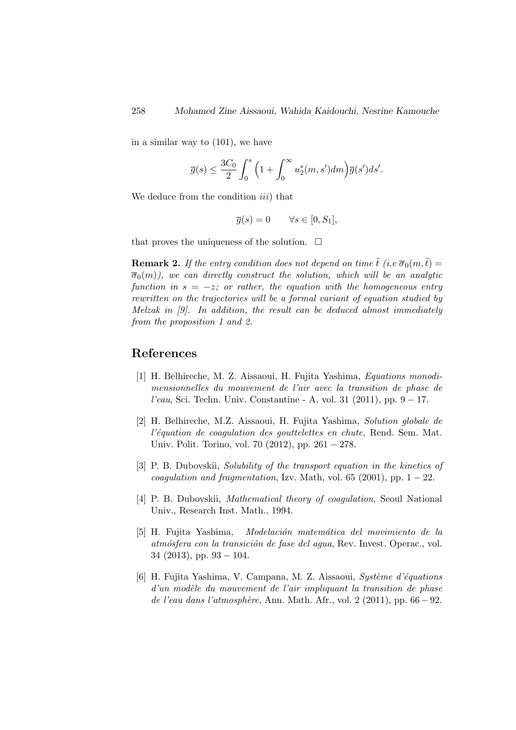in a similar way to (101), we have

$$\overline{g}(s) \leq \frac{3C_0}{2} \int_0^s \Big(1 + \int_0^\infty u_2^*(m, s')dm\Big)\overline{g}(s')ds'.$$

We deduce from the condition *iii*) that

$$\overline{g}(s) = 0 \qquad \forall s \in [0, S_1],$$

that proves the uniqueness of the solution. □

**Remark 2.** *If the entry condition does not depend on time $\tilde{t}$ (i.e $\overline{\sigma}_0(m, \tilde{t}) = \overline{\sigma}_0(m)$), we can directly construct the solution, which will be an analytic function in $s = -z$; or rather, the equation with the homogeneous entry rewritten on the trajectories will be a formal variant of equation studied by Melzak in [9]. In addition, the result can be deduced almost immediately from the proposition 1 and 2.*

# References

[1] H. Belhireche, M. Z. Aissaoui, H. Fujita Yashima, *Equations monodimensionnelles du mouvement de l'air avec la transition de phase de l'eau*, Sci. Techn. Univ. Constantine - A, vol. 31 (2011), pp. 9 − 17.

[2] H. Belhireche, M.Z. Aissaoui, H. Fujita Yashima, *Solution globale de l'équation de coagulation des gouttelettes en chute*, Rend. Sem. Mat. Univ. Polit. Torino, vol. 70 (2012), pp. 261 − 278.

[3] P. B. Dubovskii, *Solubility of the transport equation in the kinetics of coagulation and fragmentation*, Izv. Math, vol. 65 (2001), pp. 1 − 22.

[4] P. B. Dubovskii, *Mathematical theory of coagulation*, Seoul National Univ., Research Inst. Math., 1994.

[5] H. Fujita Yashima, *Modelación matemática del movimiento de la atmósfera con la transición de fase del agua*, Rev. Invest. Operac., vol. 34 (2013), pp. 93 − 104.

[6] H. Fujita Yashima, V. Campana, M. Z. Aissaoui, *Système d'équations d'un modèle du mouvement de l'air impliquant la transition de phase de l'eau dans l'atmosphère*, Ann. Math. Afr., vol. 2 (2011), pp. 66 − 92.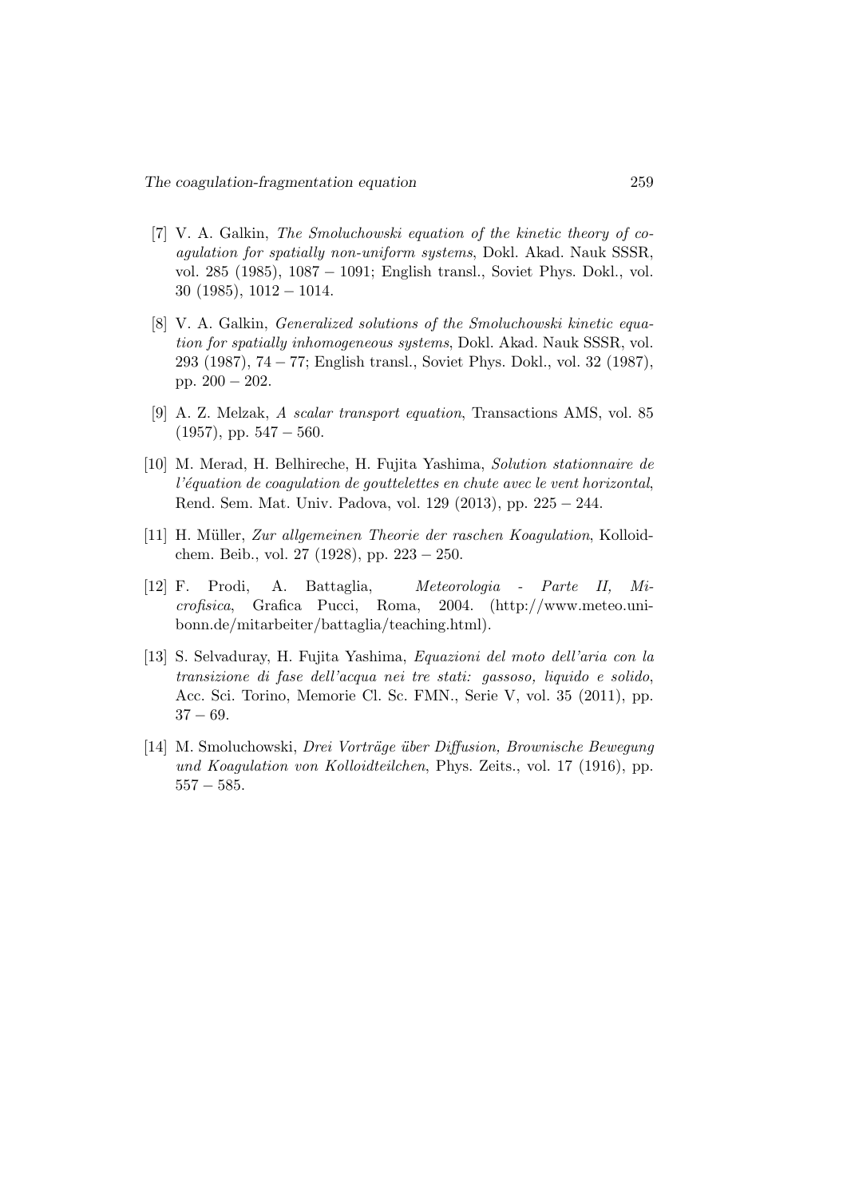[7] V. A. Galkin, *The Smoluchowski equation of the kinetic theory of coagulation for spatially non-uniform systems*, Dokl. Akad. Nauk SSSR, vol. 285 (1985), 1087 − 1091; English transl., Soviet Phys. Dokl., vol. 30 (1985), 1012 − 1014.

[8] V. A. Galkin, *Generalized solutions of the Smoluchowski kinetic equation for spatially inhomogeneous systems*, Dokl. Akad. Nauk SSSR, vol. 293 (1987), 74 − 77; English transl., Soviet Phys. Dokl., vol. 32 (1987), pp. 200 − 202.

[9] A. Z. Melzak, *A scalar transport equation*, Transactions AMS, vol. 85 (1957), pp. 547 − 560.

[10] M. Merad, H. Belhireche, H. Fujita Yashima, *Solution stationnaire de l'équation de coagulation de gouttelettes en chute avec le vent horizontal*, Rend. Sem. Mat. Univ. Padova, vol. 129 (2013), pp. 225 − 244.

[11] H. Müller, *Zur allgemeinen Theorie der raschen Koagulation*, Kolloidchem. Beib., vol. 27 (1928), pp. 223 − 250.

[12] F. Prodi, A. Battaglia, *Meteorologia - Parte II, Microfisica*, Grafica Pucci, Roma, 2004. (http://www.meteo.uni-bonn.de/mitarbeiter/battaglia/teaching.html).

[13] S. Selvaduray, H. Fujita Yashima, *Equazioni del moto dell'aria con la transizione di fase dell'acqua nei tre stati: gassoso, liquido e solido*, Acc. Sci. Torino, Memorie Cl. Sc. FMN., Serie V, vol. 35 (2011), pp. 37 − 69.

[14] M. Smoluchowski, *Drei Vorträge über Diffusion, Brownische Bewegung und Koagulation von Kolloidteilchen*, Phys. Zeits., vol. 17 (1916), pp. 557 − 585.